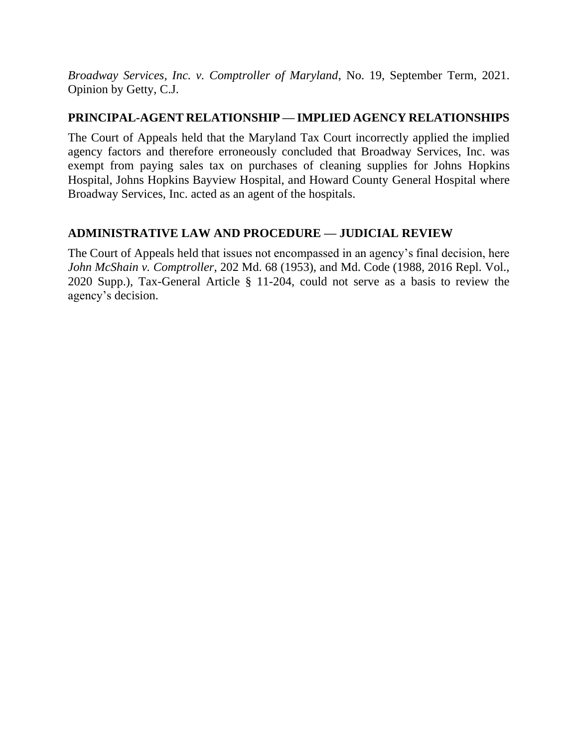*Broadway Services, Inc. v. Comptroller of Maryland*, No. 19, September Term, 2021. Opinion by Getty, C.J.

**PRINCIPAL-AGENT RELATIONSHIP — IMPLIED AGENCY RELATIONSHIPS**

The Court of Appeals held that the Maryland Tax Court incorrectly applied the implied agency factors and therefore erroneously concluded that Broadway Services, Inc. was exempt from paying sales tax on purchases of cleaning supplies for Johns Hopkins Hospital, Johns Hopkins Bayview Hospital, and Howard County General Hospital where Broadway Services, Inc. acted as an agent of the hospitals.

**ADMINISTRATIVE LAW AND PROCEDURE — JUDICIAL REVIEW**

The Court of Appeals held that issues not encompassed in an agency's final decision, here *John McShain v. Comptroller*, 202 Md. 68 (1953), and Md. Code (1988, 2016 Repl. Vol., 2020 Supp.), Tax-General Article § 11-204, could not serve as a basis to review the agency's decision.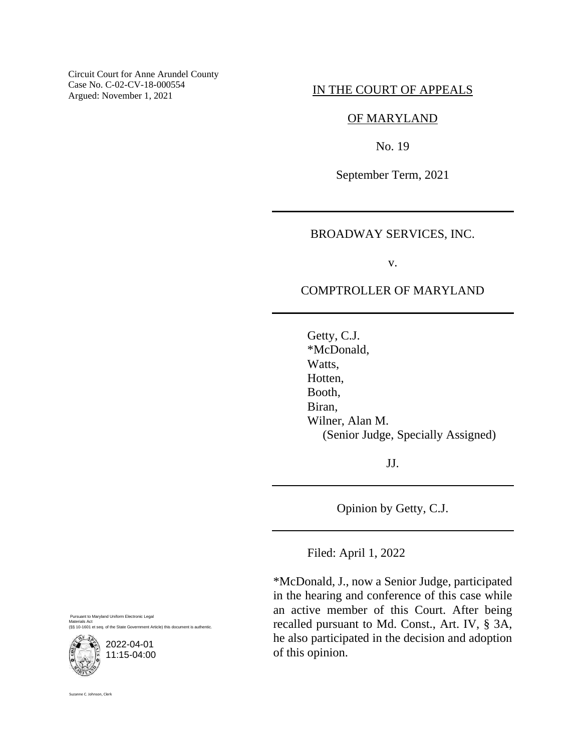Circuit Court for Anne Arundel County
Case No. C-02-CV-18-000554
Argued: November 1, 2021

IN THE COURT OF APPEALS

OF MARYLAND

No. 19

September Term, 2021

---

BROADWAY SERVICES, INC.

v.

COMPTROLLER OF MARYLAND

---

Getty, C.J.
*McDonald,
Watts,
Hotten,
Booth,
Biran,
Wilner, Alan M.
(Senior Judge, Specially Assigned)

JJ.

---

Opinion by Getty, C.J.

---

Filed: April 1, 2022

*McDonald, J., now a Senior Judge, participated in the hearing and conference of this case while an active member of this Court. After being recalled pursuant to Md. Const., Art. IV, § 3A, he also participated in the decision and adoption of this opinion.

Pursuant to Maryland Uniform Electronic Legal Materials Act
(§§ 10-1601 et seq. of the State Government Article) this document is authentic.

2022-04-01
11:15-04:00

Suzanne C. Johnson, Clerk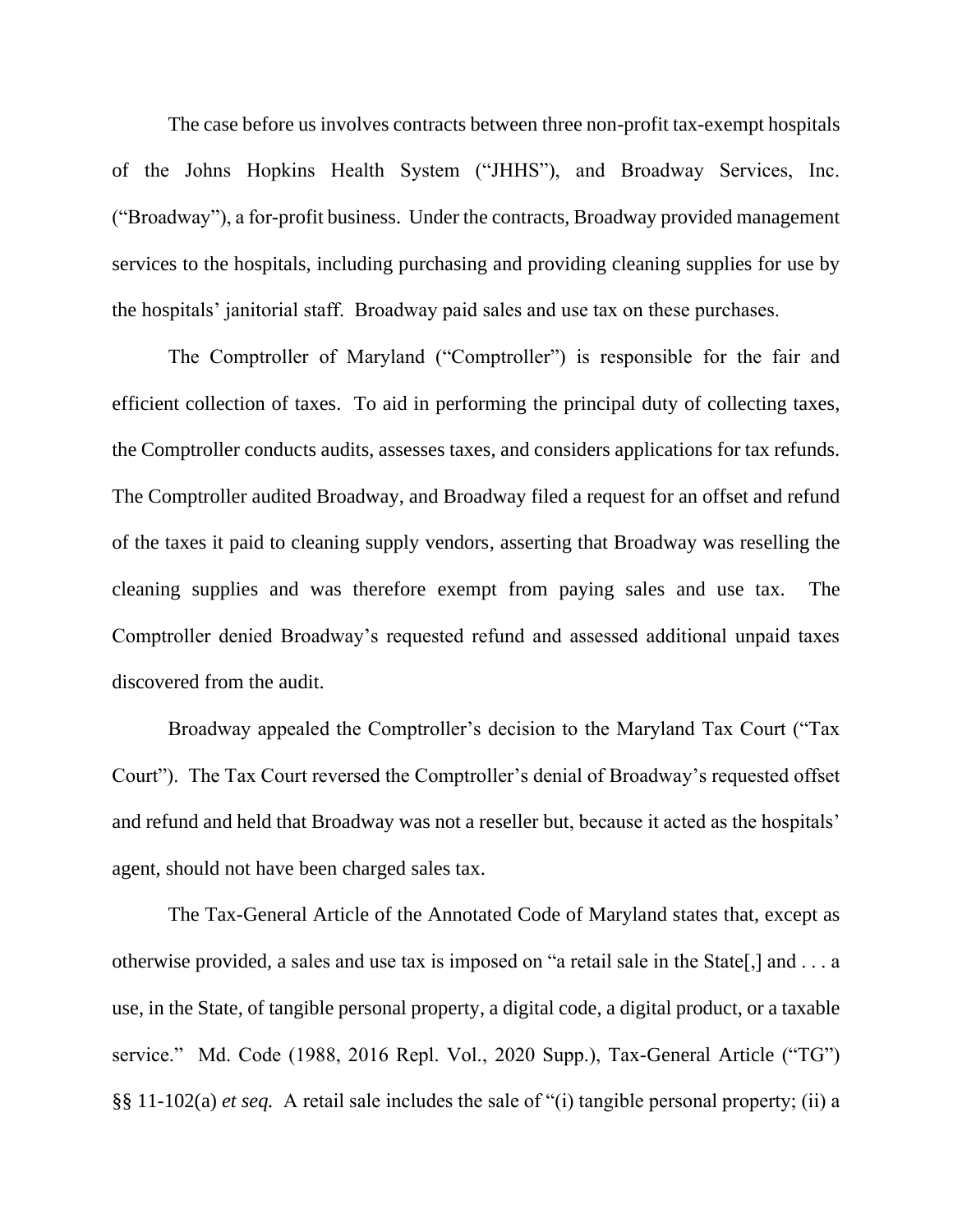The case before us involves contracts between three non-profit tax-exempt hospitals of the Johns Hopkins Health System ("JHHS"), and Broadway Services, Inc. ("Broadway"), a for-profit business. Under the contracts, Broadway provided management services to the hospitals, including purchasing and providing cleaning supplies for use by the hospitals' janitorial staff. Broadway paid sales and use tax on these purchases.

The Comptroller of Maryland ("Comptroller") is responsible for the fair and efficient collection of taxes. To aid in performing the principal duty of collecting taxes, the Comptroller conducts audits, assesses taxes, and considers applications for tax refunds. The Comptroller audited Broadway, and Broadway filed a request for an offset and refund of the taxes it paid to cleaning supply vendors, asserting that Broadway was reselling the cleaning supplies and was therefore exempt from paying sales and use tax. The Comptroller denied Broadway's requested refund and assessed additional unpaid taxes discovered from the audit.

Broadway appealed the Comptroller's decision to the Maryland Tax Court ("Tax Court"). The Tax Court reversed the Comptroller's denial of Broadway's requested offset and refund and held that Broadway was not a reseller but, because it acted as the hospitals' agent, should not have been charged sales tax.

The Tax-General Article of the Annotated Code of Maryland states that, except as otherwise provided, a sales and use tax is imposed on "a retail sale in the State[,] and . . . a use, in the State, of tangible personal property, a digital code, a digital product, or a taxable service." Md. Code (1988, 2016 Repl. Vol., 2020 Supp.), Tax-General Article ("TG") §§ 11-102(a) *et seq.* A retail sale includes the sale of "(i) tangible personal property; (ii) a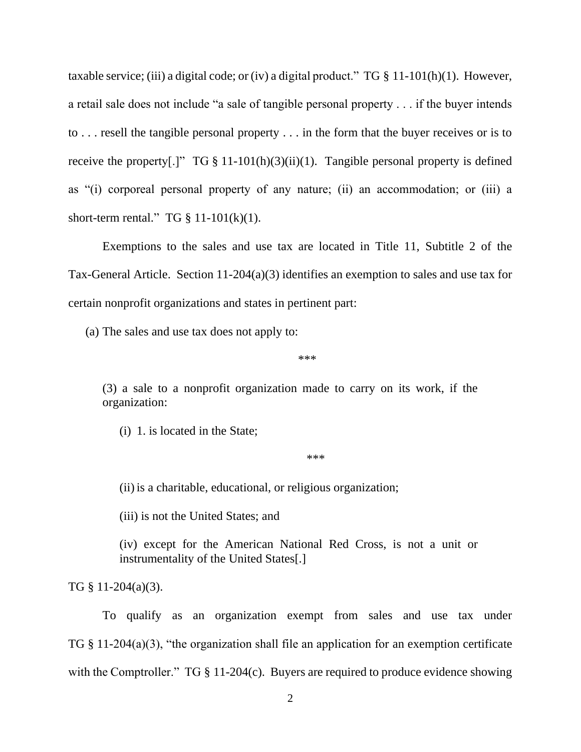taxable service; (iii) a digital code; or (iv) a digital product." TG § 11-101(h)(1). However, a retail sale does not include "a sale of tangible personal property . . . if the buyer intends to . . . resell the tangible personal property . . . in the form that the buyer receives or is to receive the property[.]" TG § 11-101(h)(3)(ii)(1). Tangible personal property is defined as "(i) corporeal personal property of any nature; (ii) an accommodation; or (iii) a short-term rental." TG § 11-101(k)(1).

Exemptions to the sales and use tax are located in Title 11, Subtitle 2 of the Tax-General Article. Section 11-204(a)(3) identifies an exemption to sales and use tax for certain nonprofit organizations and states in pertinent part:

> (a) The sales and use tax does not apply to:
>
> ***
>
> (3) a sale to a nonprofit organization made to carry on its work, if the organization:
>
> (i) 1. is located in the State;
>
> ***
>
> (ii) is a charitable, educational, or religious organization;
>
> (iii) is not the United States; and
>
> (iv) except for the American National Red Cross, is not a unit or instrumentality of the United States[.]

TG § 11-204(a)(3).

To qualify as an organization exempt from sales and use tax under TG § 11-204(a)(3), "the organization shall file an application for an exemption certificate with the Comptroller." TG § 11-204(c). Buyers are required to produce evidence showing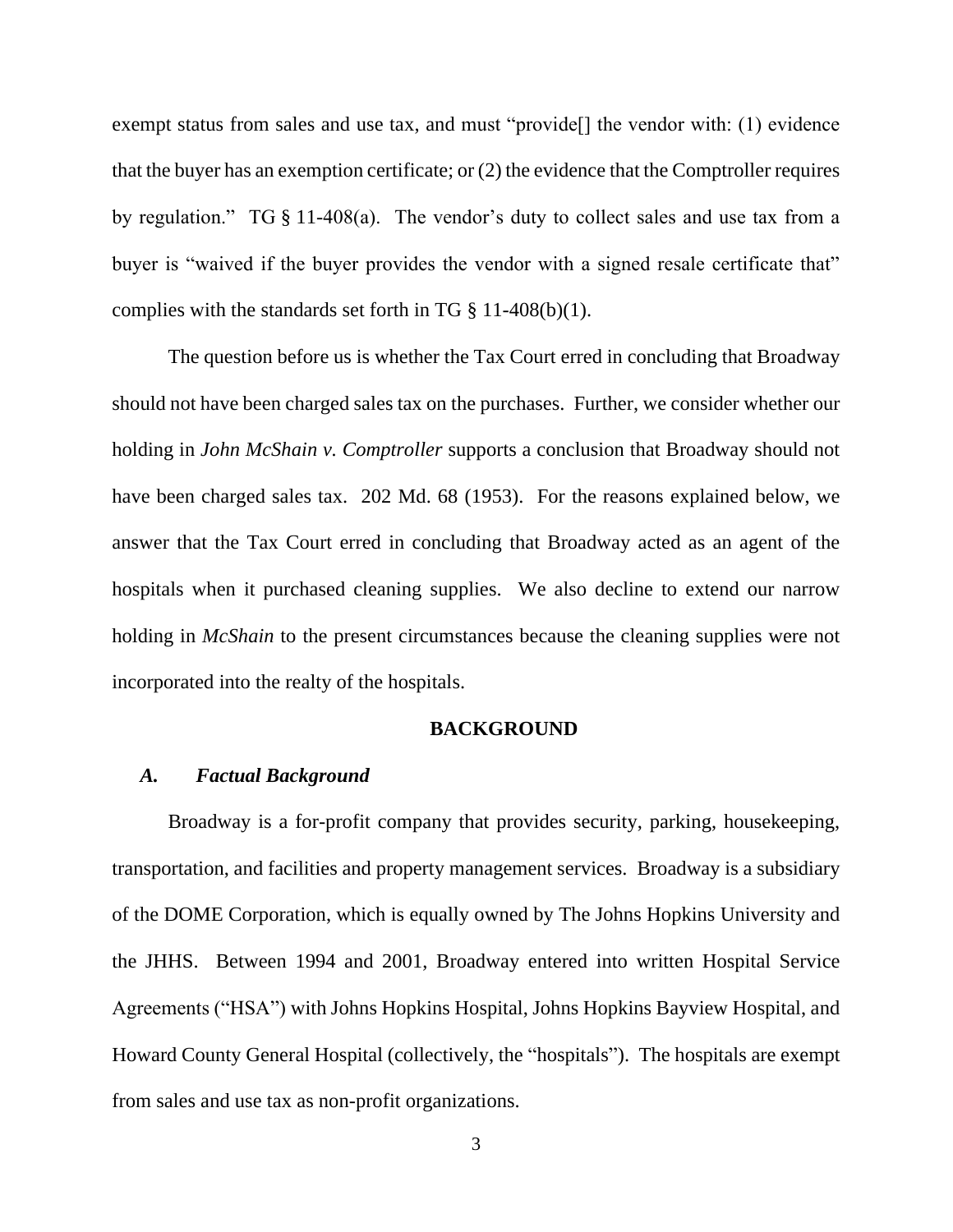exempt status from sales and use tax, and must "provide[] the vendor with: (1) evidence that the buyer has an exemption certificate; or (2) the evidence that the Comptroller requires by regulation." TG § 11-408(a). The vendor's duty to collect sales and use tax from a buyer is "waived if the buyer provides the vendor with a signed resale certificate that" complies with the standards set forth in TG § 11-408(b)(1).

The question before us is whether the Tax Court erred in concluding that Broadway should not have been charged sales tax on the purchases. Further, we consider whether our holding in *John McShain v. Comptroller* supports a conclusion that Broadway should not have been charged sales tax. 202 Md. 68 (1953). For the reasons explained below, we answer that the Tax Court erred in concluding that Broadway acted as an agent of the hospitals when it purchased cleaning supplies. We also decline to extend our narrow holding in *McShain* to the present circumstances because the cleaning supplies were not incorporated into the realty of the hospitals.

## BACKGROUND

### *A. Factual Background*

Broadway is a for-profit company that provides security, parking, housekeeping, transportation, and facilities and property management services. Broadway is a subsidiary of the DOME Corporation, which is equally owned by The Johns Hopkins University and the JHHS. Between 1994 and 2001, Broadway entered into written Hospital Service Agreements ("HSA") with Johns Hopkins Hospital, Johns Hopkins Bayview Hospital, and Howard County General Hospital (collectively, the "hospitals"). The hospitals are exempt from sales and use tax as non-profit organizations.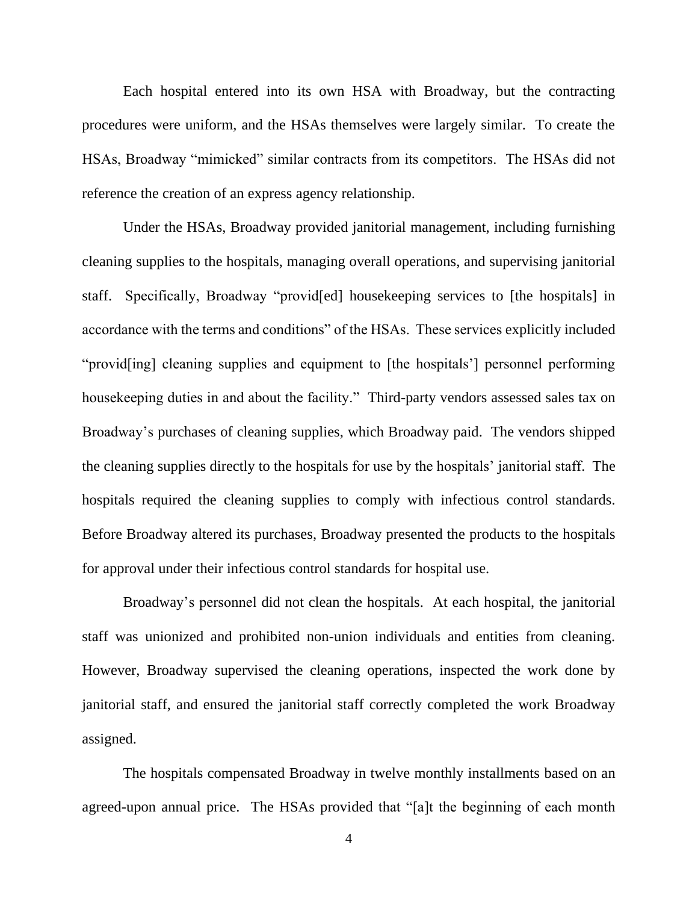Each hospital entered into its own HSA with Broadway, but the contracting procedures were uniform, and the HSAs themselves were largely similar. To create the HSAs, Broadway "mimicked" similar contracts from its competitors. The HSAs did not reference the creation of an express agency relationship.

Under the HSAs, Broadway provided janitorial management, including furnishing cleaning supplies to the hospitals, managing overall operations, and supervising janitorial staff. Specifically, Broadway "provid[ed] housekeeping services to [the hospitals] in accordance with the terms and conditions" of the HSAs. These services explicitly included "provid[ing] cleaning supplies and equipment to [the hospitals'] personnel performing housekeeping duties in and about the facility." Third-party vendors assessed sales tax on Broadway's purchases of cleaning supplies, which Broadway paid. The vendors shipped the cleaning supplies directly to the hospitals for use by the hospitals' janitorial staff. The hospitals required the cleaning supplies to comply with infectious control standards. Before Broadway altered its purchases, Broadway presented the products to the hospitals for approval under their infectious control standards for hospital use.

Broadway's personnel did not clean the hospitals. At each hospital, the janitorial staff was unionized and prohibited non-union individuals and entities from cleaning. However, Broadway supervised the cleaning operations, inspected the work done by janitorial staff, and ensured the janitorial staff correctly completed the work Broadway assigned.

The hospitals compensated Broadway in twelve monthly installments based on an agreed-upon annual price. The HSAs provided that "[a]t the beginning of each month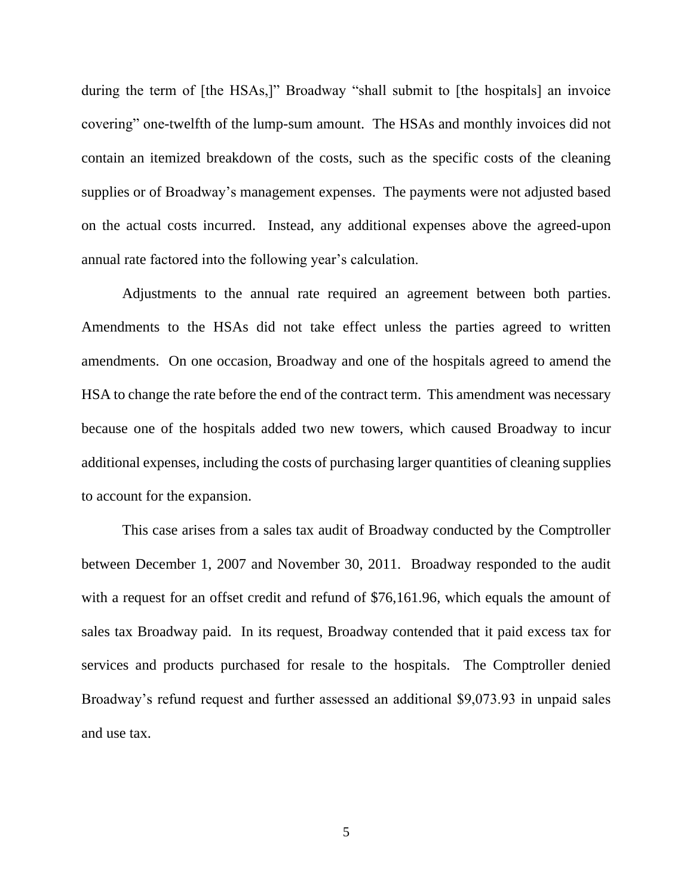during the term of [the HSAs,]" Broadway "shall submit to [the hospitals] an invoice covering" one-twelfth of the lump-sum amount. The HSAs and monthly invoices did not contain an itemized breakdown of the costs, such as the specific costs of the cleaning supplies or of Broadway's management expenses. The payments were not adjusted based on the actual costs incurred. Instead, any additional expenses above the agreed-upon annual rate factored into the following year's calculation.

Adjustments to the annual rate required an agreement between both parties. Amendments to the HSAs did not take effect unless the parties agreed to written amendments. On one occasion, Broadway and one of the hospitals agreed to amend the HSA to change the rate before the end of the contract term. This amendment was necessary because one of the hospitals added two new towers, which caused Broadway to incur additional expenses, including the costs of purchasing larger quantities of cleaning supplies to account for the expansion.

This case arises from a sales tax audit of Broadway conducted by the Comptroller between December 1, 2007 and November 30, 2011. Broadway responded to the audit with a request for an offset credit and refund of $76,161.96, which equals the amount of sales tax Broadway paid. In its request, Broadway contended that it paid excess tax for services and products purchased for resale to the hospitals. The Comptroller denied Broadway's refund request and further assessed an additional $9,073.93 in unpaid sales and use tax.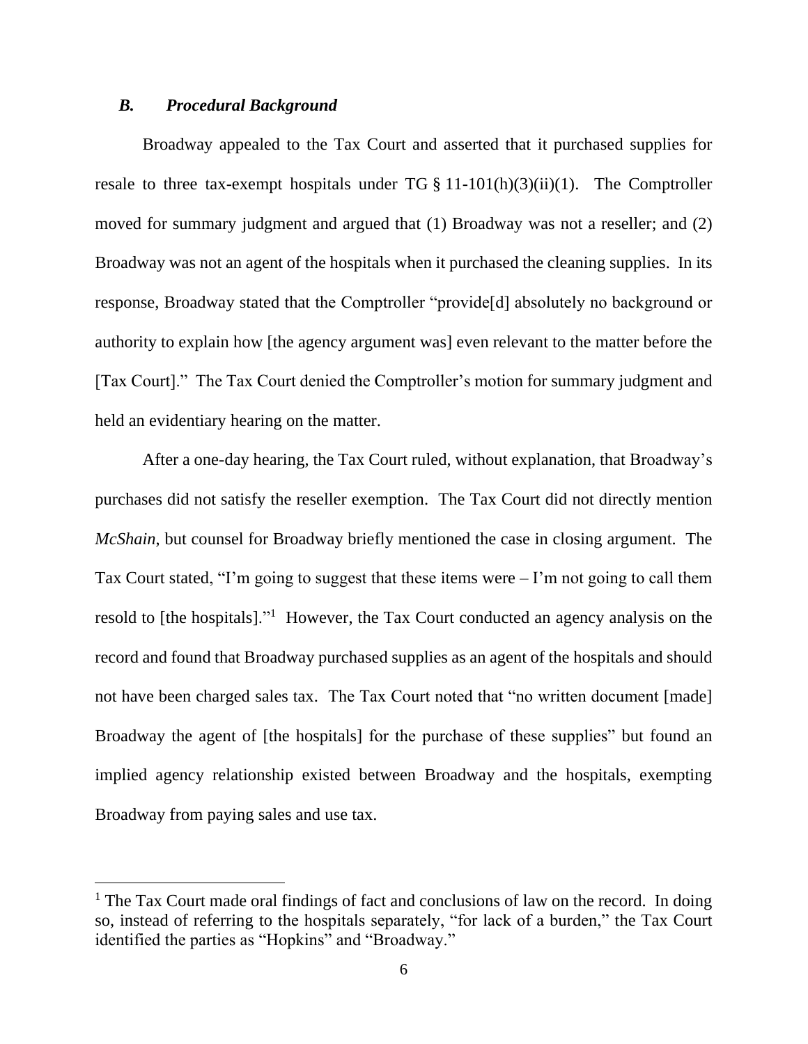### *B. Procedural Background*

Broadway appealed to the Tax Court and asserted that it purchased supplies for resale to three tax-exempt hospitals under TG § 11-101(h)(3)(ii)(1). The Comptroller moved for summary judgment and argued that (1) Broadway was not a reseller; and (2) Broadway was not an agent of the hospitals when it purchased the cleaning supplies. In its response, Broadway stated that the Comptroller "provide[d] absolutely no background or authority to explain how [the agency argument was] even relevant to the matter before the [Tax Court]." The Tax Court denied the Comptroller's motion for summary judgment and held an evidentiary hearing on the matter.

After a one-day hearing, the Tax Court ruled, without explanation, that Broadway's purchases did not satisfy the reseller exemption. The Tax Court did not directly mention *McShain*, but counsel for Broadway briefly mentioned the case in closing argument. The Tax Court stated, "I'm going to suggest that these items were – I'm not going to call them resold to [the hospitals]."[1] However, the Tax Court conducted an agency analysis on the record and found that Broadway purchased supplies as an agent of the hospitals and should not have been charged sales tax. The Tax Court noted that "no written document [made] Broadway the agent of [the hospitals] for the purchase of these supplies" but found an implied agency relationship existed between Broadway and the hospitals, exempting Broadway from paying sales and use tax.

[1] The Tax Court made oral findings of fact and conclusions of law on the record. In doing so, instead of referring to the hospitals separately, "for lack of a burden," the Tax Court identified the parties as "Hopkins" and "Broadway."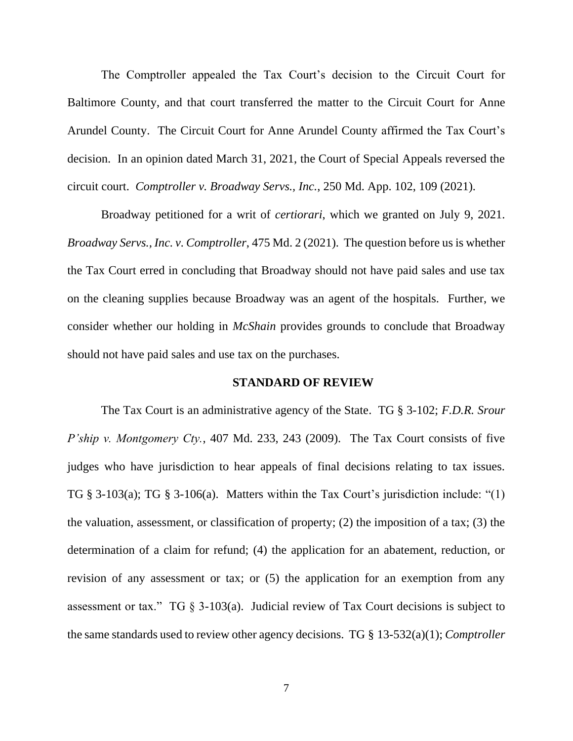The Comptroller appealed the Tax Court's decision to the Circuit Court for Baltimore County, and that court transferred the matter to the Circuit Court for Anne Arundel County. The Circuit Court for Anne Arundel County affirmed the Tax Court's decision. In an opinion dated March 31, 2021, the Court of Special Appeals reversed the circuit court. *Comptroller v. Broadway Servs., Inc.*, 250 Md. App. 102, 109 (2021).

Broadway petitioned for a writ of *certiorari*, which we granted on July 9, 2021. *Broadway Servs., Inc. v. Comptroller*, 475 Md. 2 (2021). The question before us is whether the Tax Court erred in concluding that Broadway should not have paid sales and use tax on the cleaning supplies because Broadway was an agent of the hospitals. Further, we consider whether our holding in *McShain* provides grounds to conclude that Broadway should not have paid sales and use tax on the purchases.

**STANDARD OF REVIEW**

The Tax Court is an administrative agency of the State. TG § 3-102; *F.D.R. Srour P'ship v. Montgomery Cty.*, 407 Md. 233, 243 (2009). The Tax Court consists of five judges who have jurisdiction to hear appeals of final decisions relating to tax issues. TG § 3-103(a); TG § 3-106(a). Matters within the Tax Court's jurisdiction include: "(1) the valuation, assessment, or classification of property; (2) the imposition of a tax; (3) the determination of a claim for refund; (4) the application for an abatement, reduction, or revision of any assessment or tax; or (5) the application for an exemption from any assessment or tax." TG § 3-103(a). Judicial review of Tax Court decisions is subject to the same standards used to review other agency decisions. TG § 13-532(a)(1); *Comptroller*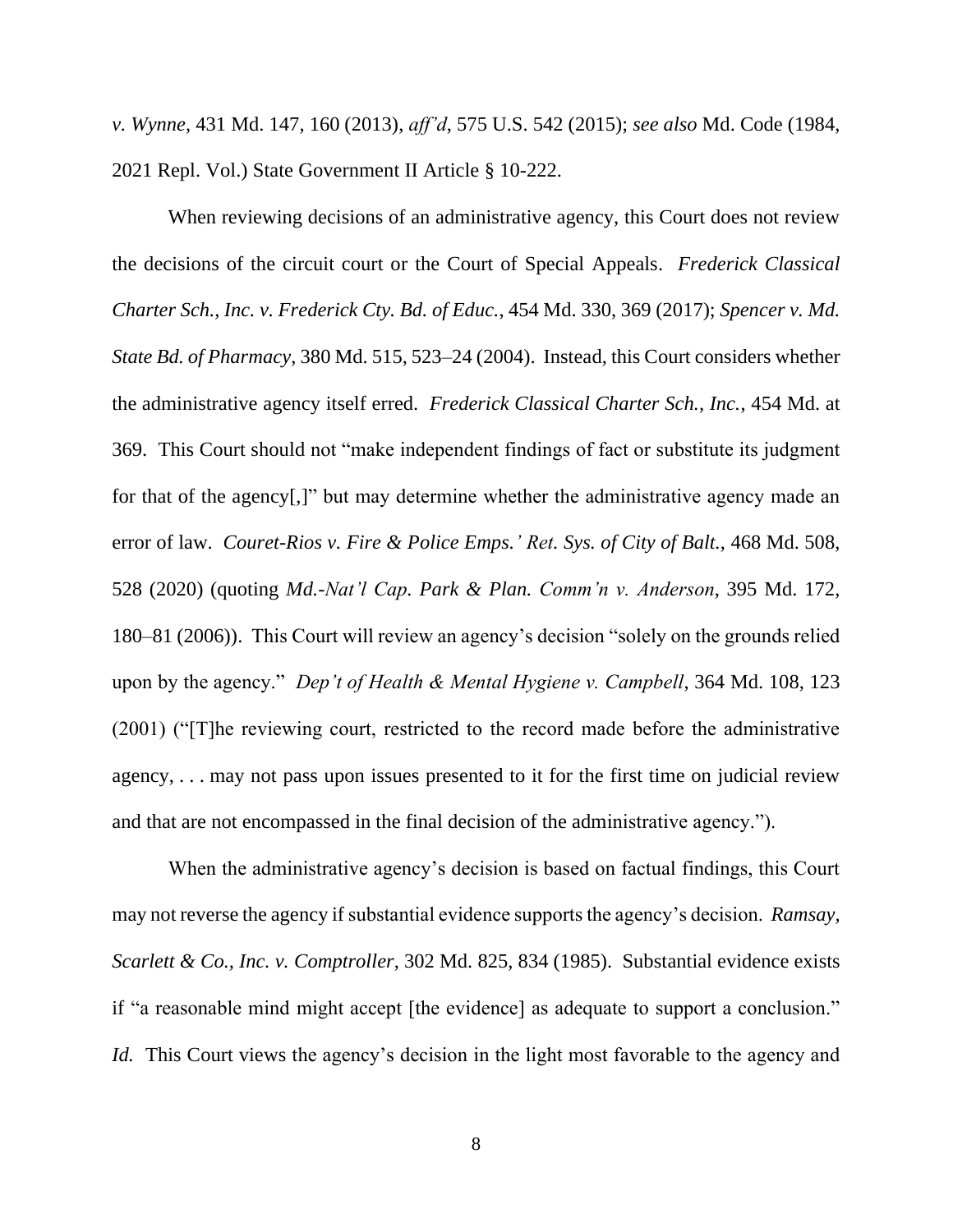*v. Wynne*, 431 Md. 147, 160 (2013), *aff'd*, 575 U.S. 542 (2015); *see also* Md. Code (1984, 2021 Repl. Vol.) State Government II Article § 10-222.

When reviewing decisions of an administrative agency, this Court does not review the decisions of the circuit court or the Court of Special Appeals. *Frederick Classical Charter Sch., Inc. v. Frederick Cty. Bd. of Educ.*, 454 Md. 330, 369 (2017); *Spencer v. Md. State Bd. of Pharmacy*, 380 Md. 515, 523–24 (2004). Instead, this Court considers whether the administrative agency itself erred. *Frederick Classical Charter Sch., Inc.*, 454 Md. at 369. This Court should not "make independent findings of fact or substitute its judgment for that of the agency[,]" but may determine whether the administrative agency made an error of law. *Couret-Rios v. Fire & Police Emps.' Ret. Sys. of City of Balt.*, 468 Md. 508, 528 (2020) (quoting *Md.-Nat'l Cap. Park & Plan. Comm'n v. Anderson*, 395 Md. 172, 180–81 (2006)). This Court will review an agency's decision "solely on the grounds relied upon by the agency." *Dep't of Health & Mental Hygiene v. Campbell*, 364 Md. 108, 123 (2001) ("[T]he reviewing court, restricted to the record made before the administrative agency, . . . may not pass upon issues presented to it for the first time on judicial review and that are not encompassed in the final decision of the administrative agency.").

When the administrative agency's decision is based on factual findings, this Court may not reverse the agency if substantial evidence supports the agency's decision. *Ramsay, Scarlett & Co., Inc. v. Comptroller*, 302 Md. 825, 834 (1985). Substantial evidence exists if "a reasonable mind might accept [the evidence] as adequate to support a conclusion." *Id.* This Court views the agency's decision in the light most favorable to the agency and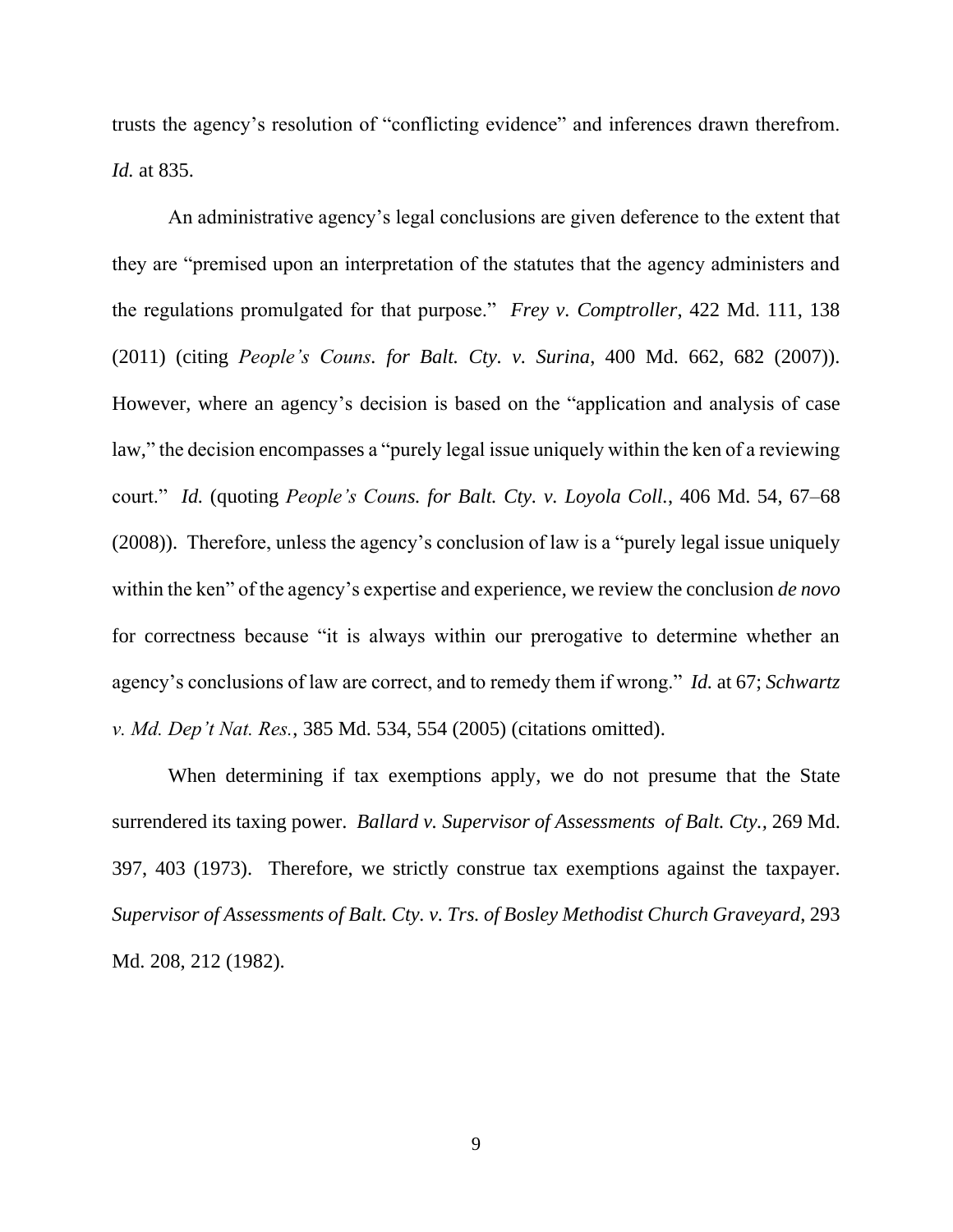trusts the agency's resolution of "conflicting evidence" and inferences drawn therefrom. *Id.* at 835.

An administrative agency's legal conclusions are given deference to the extent that they are "premised upon an interpretation of the statutes that the agency administers and the regulations promulgated for that purpose." *Frey v. Comptroller*, 422 Md. 111, 138 (2011) (citing *People's Couns. for Balt. Cty. v. Surina*, 400 Md. 662, 682 (2007)). However, where an agency's decision is based on the "application and analysis of case law," the decision encompasses a "purely legal issue uniquely within the ken of a reviewing court." *Id.* (quoting *People's Couns. for Balt. Cty. v. Loyola Coll.*, 406 Md. 54, 67–68 (2008)). Therefore, unless the agency's conclusion of law is a "purely legal issue uniquely within the ken" of the agency's expertise and experience, we review the conclusion *de novo* for correctness because "it is always within our prerogative to determine whether an agency's conclusions of law are correct, and to remedy them if wrong." *Id.* at 67; *Schwartz v. Md. Dep't Nat. Res.*, 385 Md. 534, 554 (2005) (citations omitted).

When determining if tax exemptions apply, we do not presume that the State surrendered its taxing power. *Ballard v. Supervisor of Assessments of Balt. Cty.*, 269 Md. 397, 403 (1973). Therefore, we strictly construe tax exemptions against the taxpayer. *Supervisor of Assessments of Balt. Cty. v. Trs. of Bosley Methodist Church Graveyard*, 293 Md. 208, 212 (1982).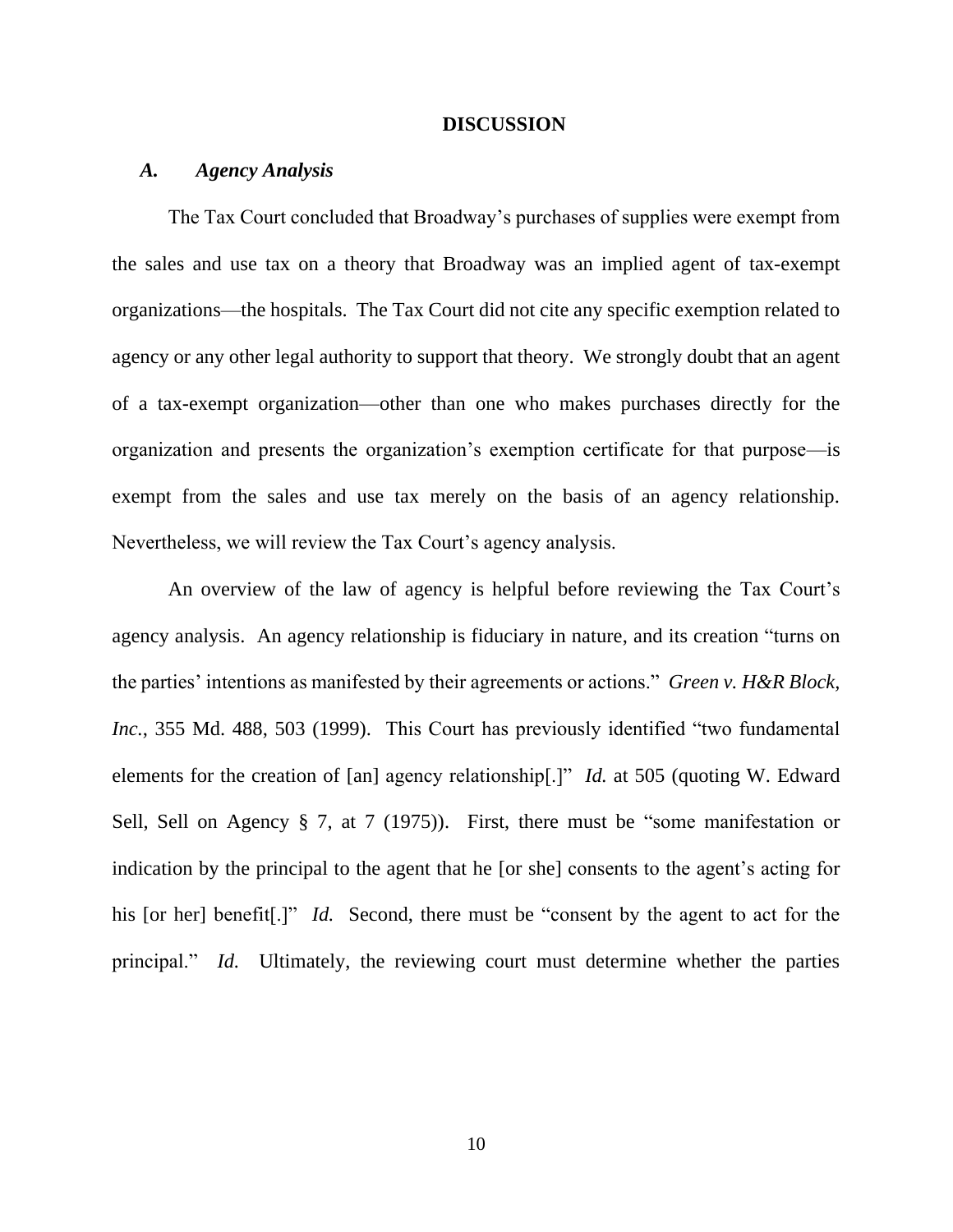## DISCUSSION

### *A. Agency Analysis*

The Tax Court concluded that Broadway's purchases of supplies were exempt from the sales and use tax on a theory that Broadway was an implied agent of tax-exempt organizations—the hospitals. The Tax Court did not cite any specific exemption related to agency or any other legal authority to support that theory. We strongly doubt that an agent of a tax-exempt organization—other than one who makes purchases directly for the organization and presents the organization's exemption certificate for that purpose—is exempt from the sales and use tax merely on the basis of an agency relationship. Nevertheless, we will review the Tax Court's agency analysis.

An overview of the law of agency is helpful before reviewing the Tax Court's agency analysis. An agency relationship is fiduciary in nature, and its creation "turns on the parties' intentions as manifested by their agreements or actions." *Green v. H&R Block, Inc.*, 355 Md. 488, 503 (1999). This Court has previously identified "two fundamental elements for the creation of [an] agency relationship[.]" *Id.* at 505 (quoting W. Edward Sell, Sell on Agency § 7, at 7 (1975)). First, there must be "some manifestation or indication by the principal to the agent that he [or she] consents to the agent's acting for his [or her] benefit[.]" *Id.* Second, there must be "consent by the agent to act for the principal." *Id.* Ultimately, the reviewing court must determine whether the parties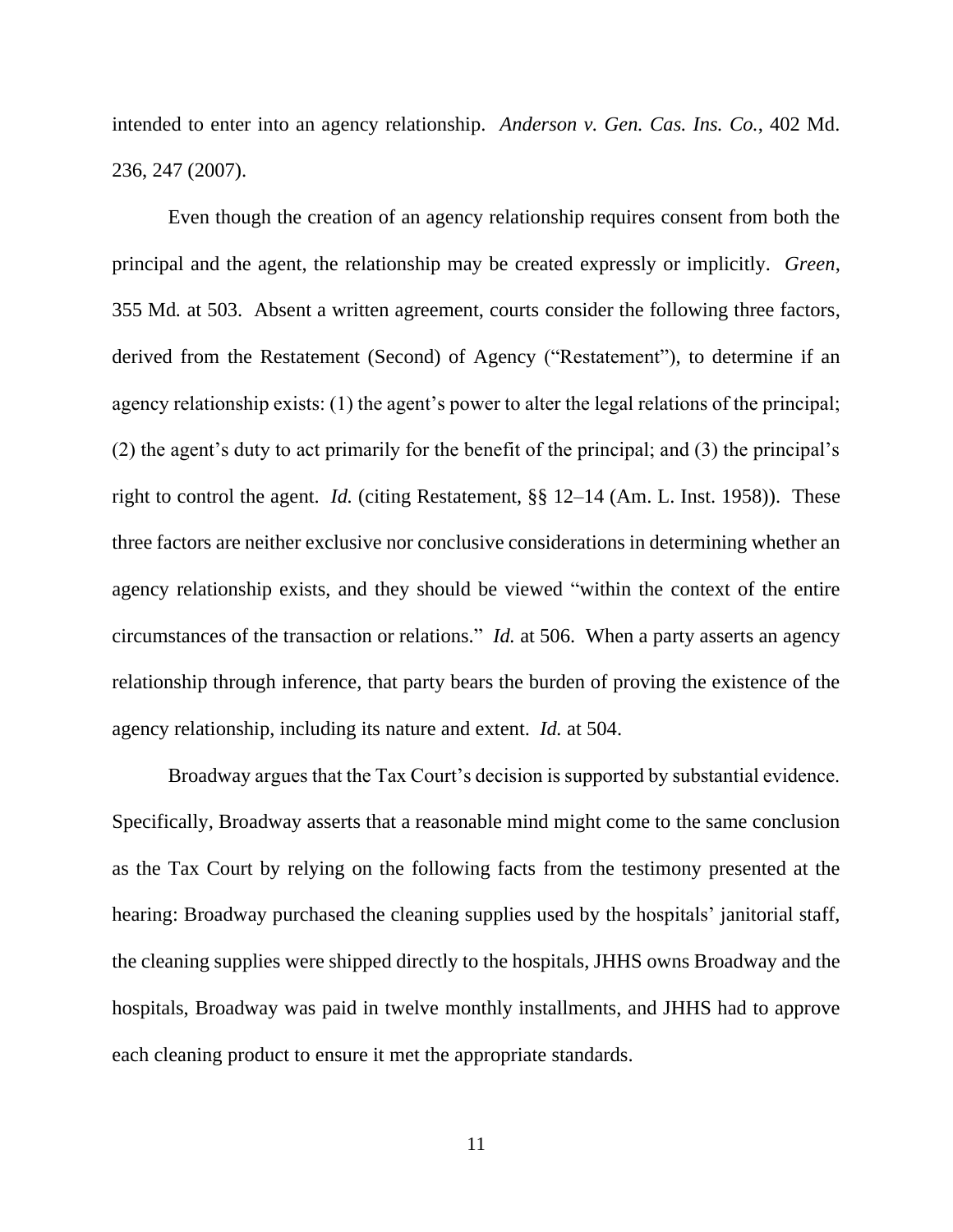intended to enter into an agency relationship. *Anderson v. Gen. Cas. Ins. Co.*, 402 Md. 236, 247 (2007).

Even though the creation of an agency relationship requires consent from both the principal and the agent, the relationship may be created expressly or implicitly. *Green*, 355 Md. at 503. Absent a written agreement, courts consider the following three factors, derived from the Restatement (Second) of Agency ("Restatement"), to determine if an agency relationship exists: (1) the agent's power to alter the legal relations of the principal; (2) the agent's duty to act primarily for the benefit of the principal; and (3) the principal's right to control the agent. *Id.* (citing Restatement, §§ 12–14 (Am. L. Inst. 1958)). These three factors are neither exclusive nor conclusive considerations in determining whether an agency relationship exists, and they should be viewed "within the context of the entire circumstances of the transaction or relations." *Id.* at 506. When a party asserts an agency relationship through inference, that party bears the burden of proving the existence of the agency relationship, including its nature and extent. *Id.* at 504.

Broadway argues that the Tax Court's decision is supported by substantial evidence. Specifically, Broadway asserts that a reasonable mind might come to the same conclusion as the Tax Court by relying on the following facts from the testimony presented at the hearing: Broadway purchased the cleaning supplies used by the hospitals' janitorial staff, the cleaning supplies were shipped directly to the hospitals, JHHS owns Broadway and the hospitals, Broadway was paid in twelve monthly installments, and JHHS had to approve each cleaning product to ensure it met the appropriate standards.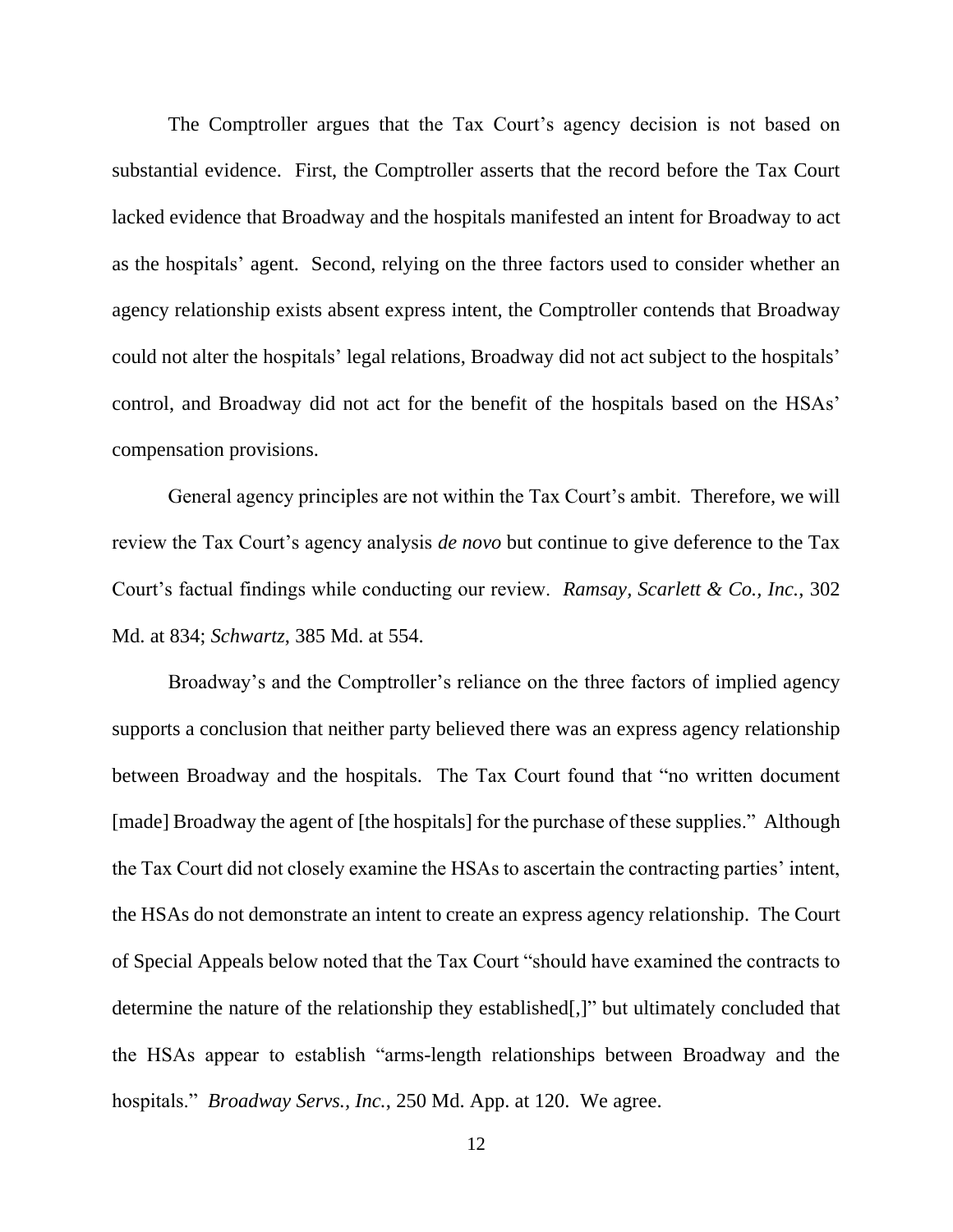The Comptroller argues that the Tax Court's agency decision is not based on substantial evidence. First, the Comptroller asserts that the record before the Tax Court lacked evidence that Broadway and the hospitals manifested an intent for Broadway to act as the hospitals' agent. Second, relying on the three factors used to consider whether an agency relationship exists absent express intent, the Comptroller contends that Broadway could not alter the hospitals' legal relations, Broadway did not act subject to the hospitals' control, and Broadway did not act for the benefit of the hospitals based on the HSAs' compensation provisions.

General agency principles are not within the Tax Court's ambit. Therefore, we will review the Tax Court's agency analysis *de novo* but continue to give deference to the Tax Court's factual findings while conducting our review. *Ramsay, Scarlett & Co., Inc.*, 302 Md. at 834; *Schwartz*, 385 Md. at 554.

Broadway's and the Comptroller's reliance on the three factors of implied agency supports a conclusion that neither party believed there was an express agency relationship between Broadway and the hospitals. The Tax Court found that "no written document [made] Broadway the agent of [the hospitals] for the purchase of these supplies." Although the Tax Court did not closely examine the HSAs to ascertain the contracting parties' intent, the HSAs do not demonstrate an intent to create an express agency relationship. The Court of Special Appeals below noted that the Tax Court "should have examined the contracts to determine the nature of the relationship they established[,]" but ultimately concluded that the HSAs appear to establish "arms-length relationships between Broadway and the hospitals." *Broadway Servs., Inc.*, 250 Md. App. at 120. We agree.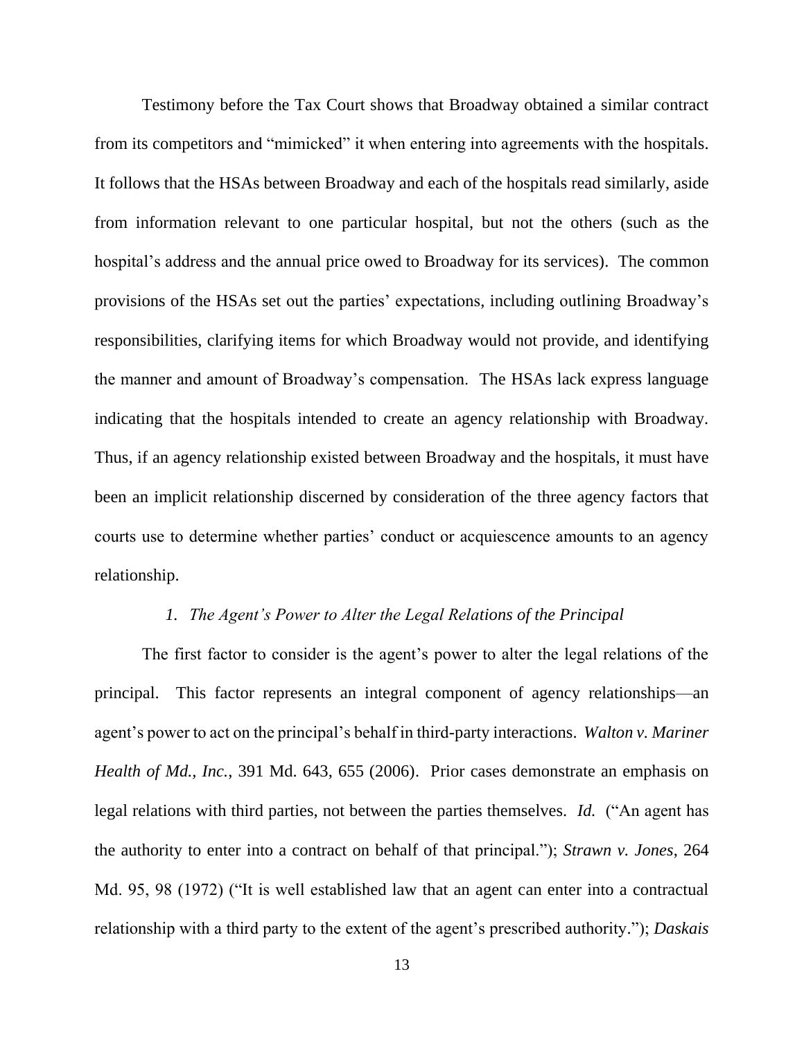Testimony before the Tax Court shows that Broadway obtained a similar contract from its competitors and "mimicked" it when entering into agreements with the hospitals. It follows that the HSAs between Broadway and each of the hospitals read similarly, aside from information relevant to one particular hospital, but not the others (such as the hospital's address and the annual price owed to Broadway for its services). The common provisions of the HSAs set out the parties' expectations, including outlining Broadway's responsibilities, clarifying items for which Broadway would not provide, and identifying the manner and amount of Broadway's compensation. The HSAs lack express language indicating that the hospitals intended to create an agency relationship with Broadway. Thus, if an agency relationship existed between Broadway and the hospitals, it must have been an implicit relationship discerned by consideration of the three agency factors that courts use to determine whether parties' conduct or acquiescence amounts to an agency relationship.

### *1. The Agent's Power to Alter the Legal Relations of the Principal*

The first factor to consider is the agent's power to alter the legal relations of the principal. This factor represents an integral component of agency relationships—an agent's power to act on the principal's behalf in third-party interactions. *Walton v. Mariner Health of Md., Inc.*, 391 Md. 643, 655 (2006). Prior cases demonstrate an emphasis on legal relations with third parties, not between the parties themselves. *Id.* ("An agent has the authority to enter into a contract on behalf of that principal."); *Strawn v. Jones*, 264 Md. 95, 98 (1972) ("It is well established law that an agent can enter into a contractual relationship with a third party to the extent of the agent's prescribed authority."); *Daskais*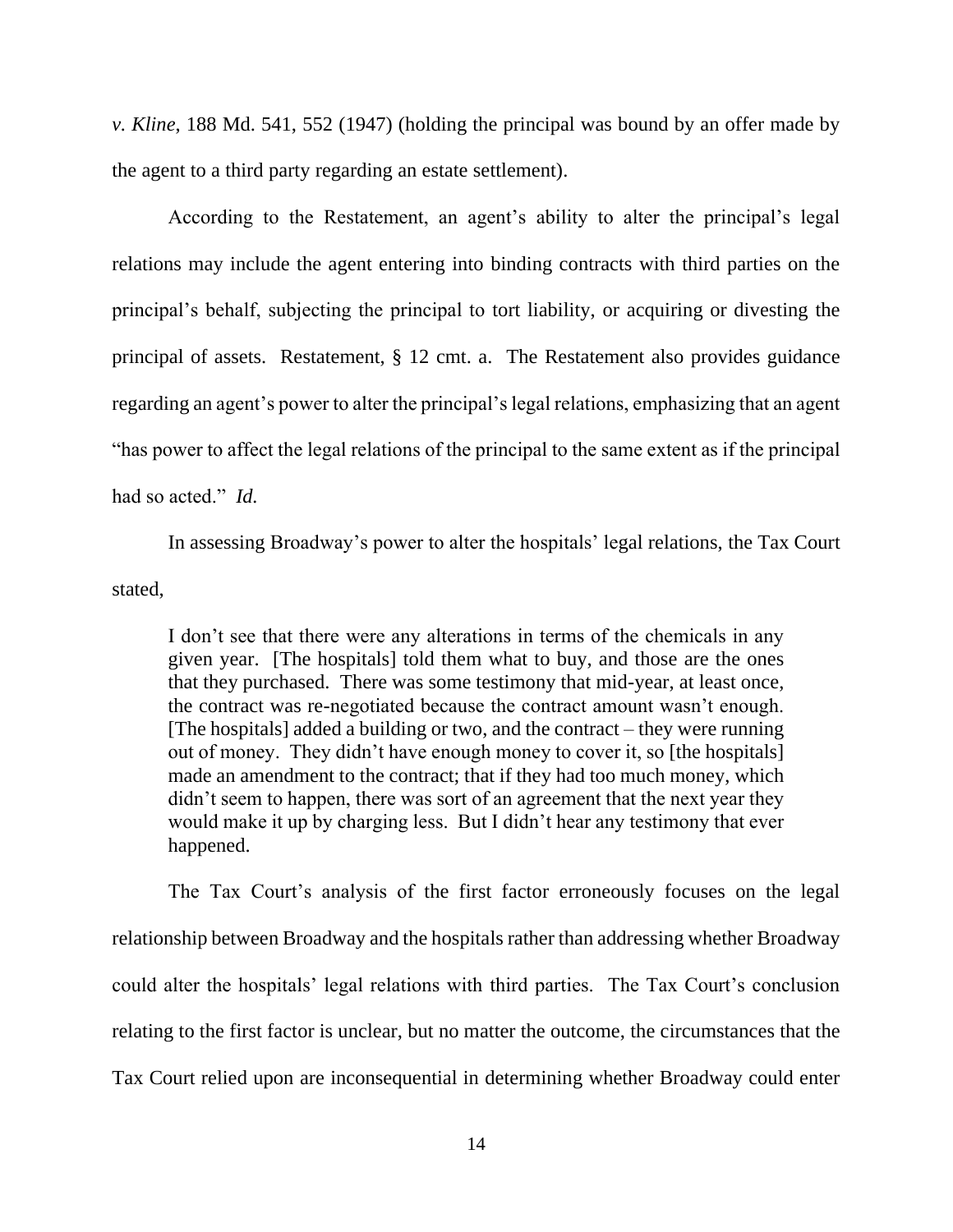*v. Kline*, 188 Md. 541, 552 (1947) (holding the principal was bound by an offer made by the agent to a third party regarding an estate settlement).

According to the Restatement, an agent's ability to alter the principal's legal relations may include the agent entering into binding contracts with third parties on the principal's behalf, subjecting the principal to tort liability, or acquiring or divesting the principal of assets. Restatement, § 12 cmt. a. The Restatement also provides guidance regarding an agent's power to alter the principal's legal relations, emphasizing that an agent "has power to affect the legal relations of the principal to the same extent as if the principal had so acted." *Id.*

In assessing Broadway's power to alter the hospitals' legal relations, the Tax Court stated,

> I don't see that there were any alterations in terms of the chemicals in any given year. [The hospitals] told them what to buy, and those are the ones that they purchased. There was some testimony that mid-year, at least once, the contract was re-negotiated because the contract amount wasn't enough. [The hospitals] added a building or two, and the contract – they were running out of money. They didn't have enough money to cover it, so [the hospitals] made an amendment to the contract; that if they had too much money, which didn't seem to happen, there was sort of an agreement that the next year they would make it up by charging less. But I didn't hear any testimony that ever happened.

The Tax Court's analysis of the first factor erroneously focuses on the legal relationship between Broadway and the hospitals rather than addressing whether Broadway could alter the hospitals' legal relations with third parties. The Tax Court's conclusion relating to the first factor is unclear, but no matter the outcome, the circumstances that the Tax Court relied upon are inconsequential in determining whether Broadway could enter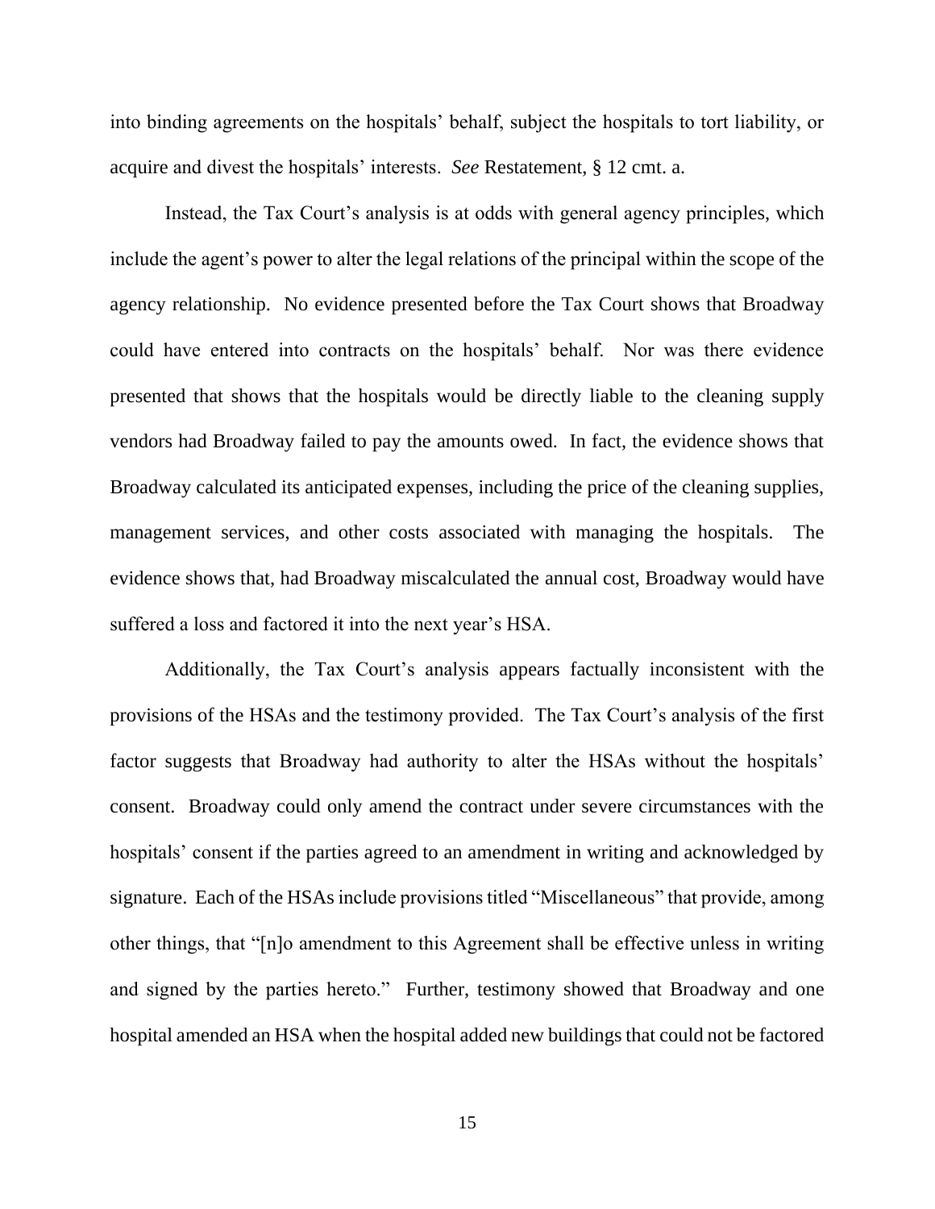into binding agreements on the hospitals' behalf, subject the hospitals to tort liability, or acquire and divest the hospitals' interests. *See* Restatement, § 12 cmt. a.

Instead, the Tax Court's analysis is at odds with general agency principles, which include the agent's power to alter the legal relations of the principal within the scope of the agency relationship. No evidence presented before the Tax Court shows that Broadway could have entered into contracts on the hospitals' behalf. Nor was there evidence presented that shows that the hospitals would be directly liable to the cleaning supply vendors had Broadway failed to pay the amounts owed. In fact, the evidence shows that Broadway calculated its anticipated expenses, including the price of the cleaning supplies, management services, and other costs associated with managing the hospitals. The evidence shows that, had Broadway miscalculated the annual cost, Broadway would have suffered a loss and factored it into the next year's HSA.

Additionally, the Tax Court's analysis appears factually inconsistent with the provisions of the HSAs and the testimony provided. The Tax Court's analysis of the first factor suggests that Broadway had authority to alter the HSAs without the hospitals' consent. Broadway could only amend the contract under severe circumstances with the hospitals' consent if the parties agreed to an amendment in writing and acknowledged by signature. Each of the HSAs include provisions titled "Miscellaneous" that provide, among other things, that "[n]o amendment to this Agreement shall be effective unless in writing and signed by the parties hereto." Further, testimony showed that Broadway and one hospital amended an HSA when the hospital added new buildings that could not be factored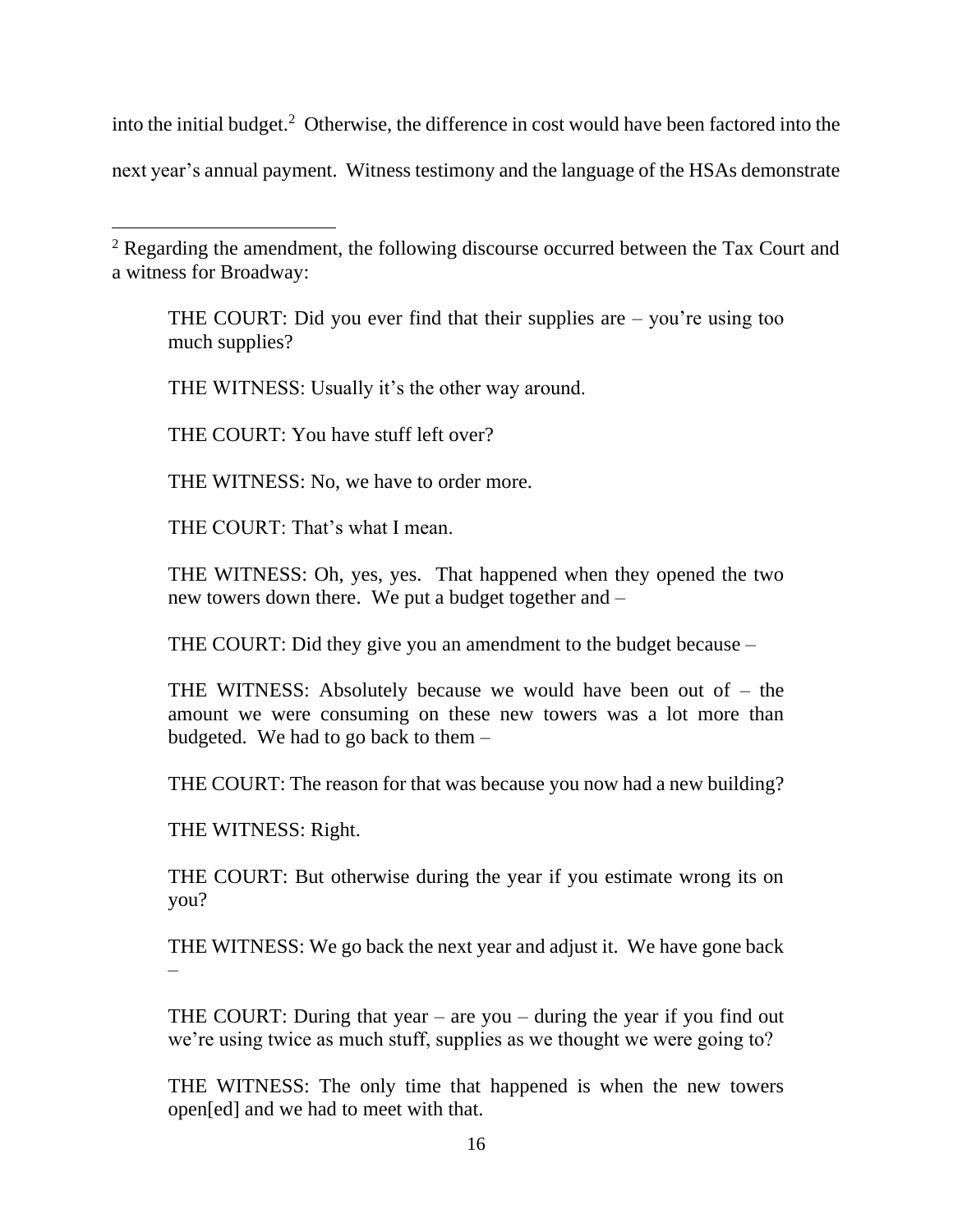into the initial budget.[2] Otherwise, the difference in cost would have been factored into the next year's annual payment. Witness testimony and the language of the HSAs demonstrate

---

[2] Regarding the amendment, the following discourse occurred between the Tax Court and a witness for Broadway:

> THE COURT: Did you ever find that their supplies are – you're using too much supplies?
>
> THE WITNESS: Usually it's the other way around.
>
> THE COURT: You have stuff left over?
>
> THE WITNESS: No, we have to order more.
>
> THE COURT: That's what I mean.
>
> THE WITNESS: Oh, yes, yes. That happened when they opened the two new towers down there. We put a budget together and –
>
> THE COURT: Did they give you an amendment to the budget because –
>
> THE WITNESS: Absolutely because we would have been out of – the amount we were consuming on these new towers was a lot more than budgeted. We had to go back to them –
>
> THE COURT: The reason for that was because you now had a new building?
>
> THE WITNESS: Right.
>
> THE COURT: But otherwise during the year if you estimate wrong its on you?
>
> THE WITNESS: We go back the next year and adjust it. We have gone back –
>
> THE COURT: During that year – are you – during the year if you find out we're using twice as much stuff, supplies as we thought we were going to?
>
> THE WITNESS: The only time that happened is when the new towers open[ed] and we had to meet with that.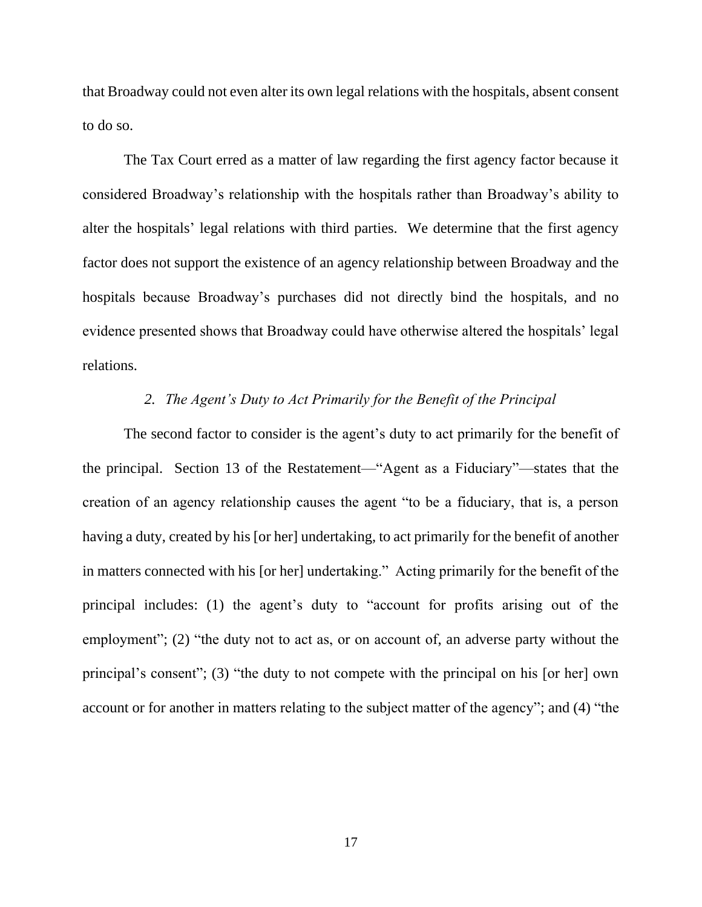that Broadway could not even alter its own legal relations with the hospitals, absent consent to do so.

The Tax Court erred as a matter of law regarding the first agency factor because it considered Broadway's relationship with the hospitals rather than Broadway's ability to alter the hospitals' legal relations with third parties. We determine that the first agency factor does not support the existence of an agency relationship between Broadway and the hospitals because Broadway's purchases did not directly bind the hospitals, and no evidence presented shows that Broadway could have otherwise altered the hospitals' legal relations.

### *2. The Agent's Duty to Act Primarily for the Benefit of the Principal*

The second factor to consider is the agent's duty to act primarily for the benefit of the principal. Section 13 of the Restatement—"Agent as a Fiduciary"—states that the creation of an agency relationship causes the agent "to be a fiduciary, that is, a person having a duty, created by his [or her] undertaking, to act primarily for the benefit of another in matters connected with his [or her] undertaking." Acting primarily for the benefit of the principal includes: (1) the agent's duty to "account for profits arising out of the employment"; (2) "the duty not to act as, or on account of, an adverse party without the principal's consent"; (3) "the duty to not compete with the principal on his [or her] own account or for another in matters relating to the subject matter of the agency"; and (4) "the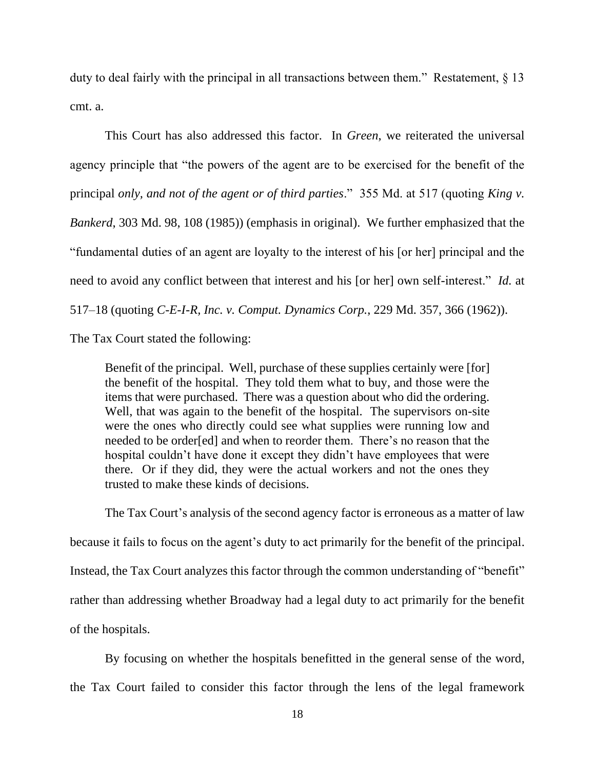duty to deal fairly with the principal in all transactions between them." Restatement, § 13 cmt. a.

This Court has also addressed this factor. In *Green*, we reiterated the universal agency principle that "the powers of the agent are to be exercised for the benefit of the principal *only, and not of the agent or of third parties*." 355 Md. at 517 (quoting *King v. Bankerd*, 303 Md. 98, 108 (1985)) (emphasis in original). We further emphasized that the "fundamental duties of an agent are loyalty to the interest of his [or her] principal and the need to avoid any conflict between that interest and his [or her] own self-interest." *Id.* at 517–18 (quoting *C-E-I-R, Inc. v. Comput. Dynamics Corp.*, 229 Md. 357, 366 (1962)). The Tax Court stated the following:

> Benefit of the principal. Well, purchase of these supplies certainly were [for] the benefit of the hospital. They told them what to buy, and those were the items that were purchased. There was a question about who did the ordering. Well, that was again to the benefit of the hospital. The supervisors on-site were the ones who directly could see what supplies were running low and needed to be order[ed] and when to reorder them. There's no reason that the hospital couldn't have done it except they didn't have employees that were there. Or if they did, they were the actual workers and not the ones they trusted to make these kinds of decisions.

The Tax Court's analysis of the second agency factor is erroneous as a matter of law because it fails to focus on the agent's duty to act primarily for the benefit of the principal. Instead, the Tax Court analyzes this factor through the common understanding of "benefit" rather than addressing whether Broadway had a legal duty to act primarily for the benefit of the hospitals.

By focusing on whether the hospitals benefitted in the general sense of the word, the Tax Court failed to consider this factor through the lens of the legal framework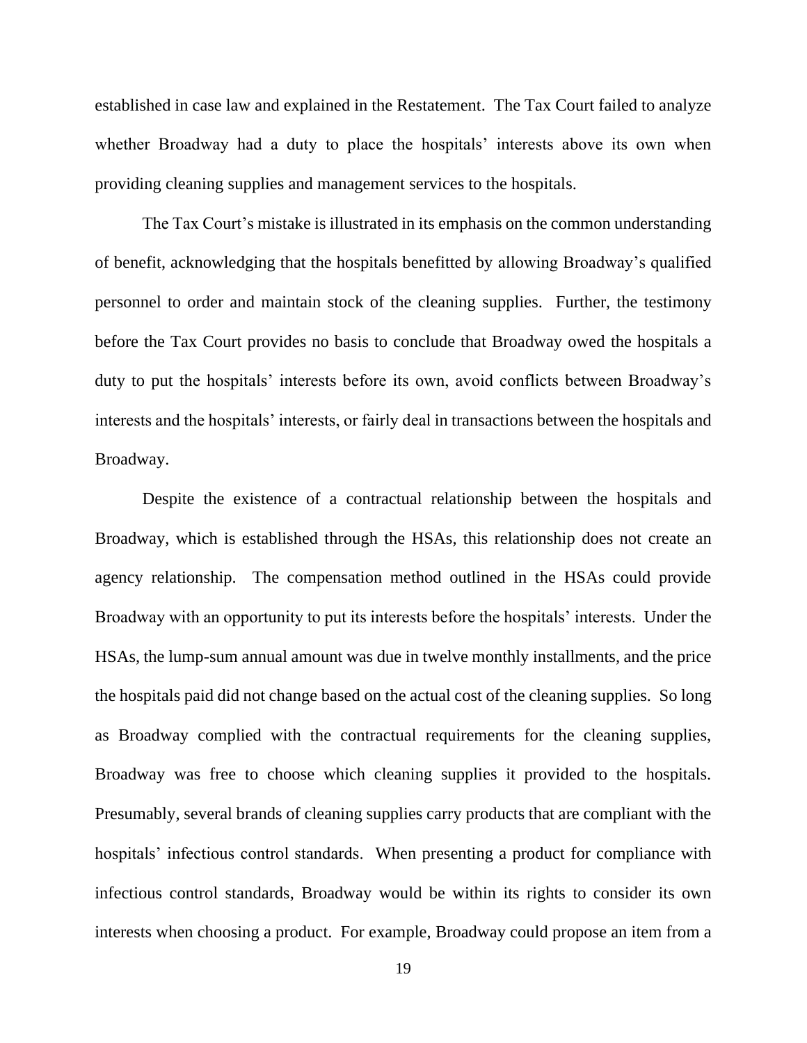established in case law and explained in the Restatement. The Tax Court failed to analyze whether Broadway had a duty to place the hospitals' interests above its own when providing cleaning supplies and management services to the hospitals.

The Tax Court's mistake is illustrated in its emphasis on the common understanding of benefit, acknowledging that the hospitals benefitted by allowing Broadway's qualified personnel to order and maintain stock of the cleaning supplies. Further, the testimony before the Tax Court provides no basis to conclude that Broadway owed the hospitals a duty to put the hospitals' interests before its own, avoid conflicts between Broadway's interests and the hospitals' interests, or fairly deal in transactions between the hospitals and Broadway.

Despite the existence of a contractual relationship between the hospitals and Broadway, which is established through the HSAs, this relationship does not create an agency relationship. The compensation method outlined in the HSAs could provide Broadway with an opportunity to put its interests before the hospitals' interests. Under the HSAs, the lump-sum annual amount was due in twelve monthly installments, and the price the hospitals paid did not change based on the actual cost of the cleaning supplies. So long as Broadway complied with the contractual requirements for the cleaning supplies, Broadway was free to choose which cleaning supplies it provided to the hospitals. Presumably, several brands of cleaning supplies carry products that are compliant with the hospitals' infectious control standards. When presenting a product for compliance with infectious control standards, Broadway would be within its rights to consider its own interests when choosing a product. For example, Broadway could propose an item from a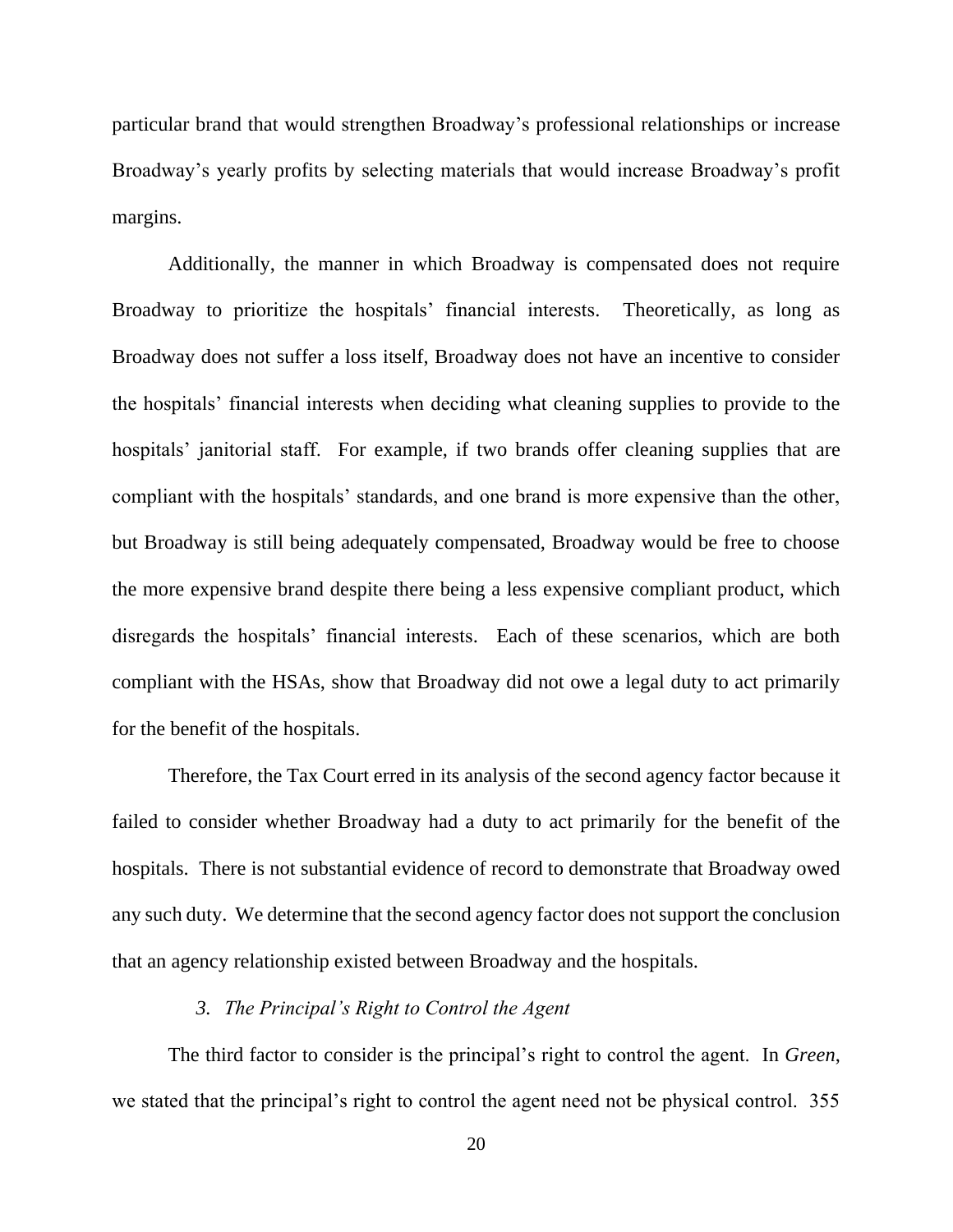particular brand that would strengthen Broadway's professional relationships or increase Broadway's yearly profits by selecting materials that would increase Broadway's profit margins.

Additionally, the manner in which Broadway is compensated does not require Broadway to prioritize the hospitals' financial interests. Theoretically, as long as Broadway does not suffer a loss itself, Broadway does not have an incentive to consider the hospitals' financial interests when deciding what cleaning supplies to provide to the hospitals' janitorial staff. For example, if two brands offer cleaning supplies that are compliant with the hospitals' standards, and one brand is more expensive than the other, but Broadway is still being adequately compensated, Broadway would be free to choose the more expensive brand despite there being a less expensive compliant product, which disregards the hospitals' financial interests. Each of these scenarios, which are both compliant with the HSAs, show that Broadway did not owe a legal duty to act primarily for the benefit of the hospitals.

Therefore, the Tax Court erred in its analysis of the second agency factor because it failed to consider whether Broadway had a duty to act primarily for the benefit of the hospitals. There is not substantial evidence of record to demonstrate that Broadway owed any such duty. We determine that the second agency factor does not support the conclusion that an agency relationship existed between Broadway and the hospitals.

### *3. The Principal's Right to Control the Agent*

The third factor to consider is the principal's right to control the agent. In *Green*, we stated that the principal's right to control the agent need not be physical control. 355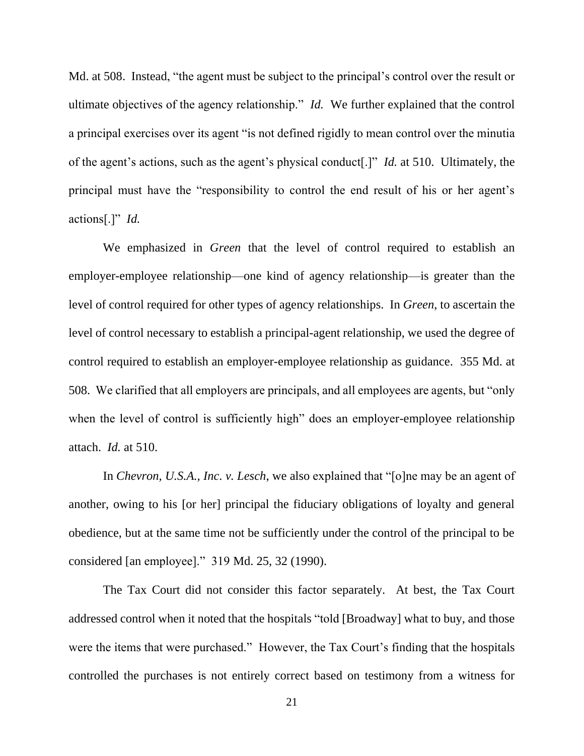Md. at 508. Instead, "the agent must be subject to the principal's control over the result or ultimate objectives of the agency relationship." *Id.* We further explained that the control a principal exercises over its agent "is not defined rigidly to mean control over the minutia of the agent's actions, such as the agent's physical conduct[.]" *Id.* at 510. Ultimately, the principal must have the "responsibility to control the end result of his or her agent's actions[.]" *Id.*

We emphasized in *Green* that the level of control required to establish an employer-employee relationship—one kind of agency relationship—is greater than the level of control required for other types of agency relationships. In *Green*, to ascertain the level of control necessary to establish a principal-agent relationship, we used the degree of control required to establish an employer-employee relationship as guidance. 355 Md. at 508. We clarified that all employers are principals, and all employees are agents, but "only when the level of control is sufficiently high" does an employer-employee relationship attach. *Id.* at 510.

In *Chevron, U.S.A., Inc. v. Lesch*, we also explained that "[o]ne may be an agent of another, owing to his [or her] principal the fiduciary obligations of loyalty and general obedience, but at the same time not be sufficiently under the control of the principal to be considered [an employee]." 319 Md. 25, 32 (1990).

The Tax Court did not consider this factor separately. At best, the Tax Court addressed control when it noted that the hospitals "told [Broadway] what to buy, and those were the items that were purchased." However, the Tax Court's finding that the hospitals controlled the purchases is not entirely correct based on testimony from a witness for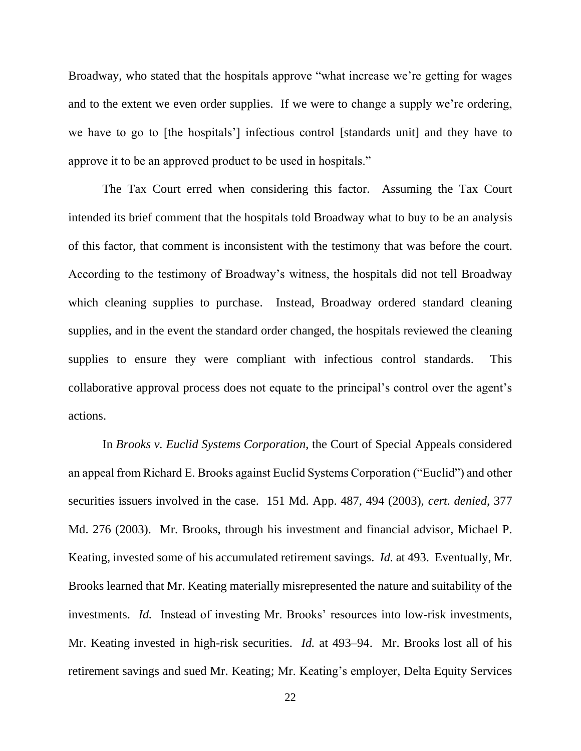Broadway, who stated that the hospitals approve "what increase we're getting for wages and to the extent we even order supplies. If we were to change a supply we're ordering, we have to go to [the hospitals'] infectious control [standards unit] and they have to approve it to be an approved product to be used in hospitals."

The Tax Court erred when considering this factor. Assuming the Tax Court intended its brief comment that the hospitals told Broadway what to buy to be an analysis of this factor, that comment is inconsistent with the testimony that was before the court. According to the testimony of Broadway's witness, the hospitals did not tell Broadway which cleaning supplies to purchase. Instead, Broadway ordered standard cleaning supplies, and in the event the standard order changed, the hospitals reviewed the cleaning supplies to ensure they were compliant with infectious control standards. This collaborative approval process does not equate to the principal's control over the agent's actions.

In *Brooks v. Euclid Systems Corporation*, the Court of Special Appeals considered an appeal from Richard E. Brooks against Euclid Systems Corporation ("Euclid") and other securities issuers involved in the case. 151 Md. App. 487, 494 (2003), *cert. denied*, 377 Md. 276 (2003). Mr. Brooks, through his investment and financial advisor, Michael P. Keating, invested some of his accumulated retirement savings. *Id.* at 493. Eventually, Mr. Brooks learned that Mr. Keating materially misrepresented the nature and suitability of the investments. *Id.* Instead of investing Mr. Brooks' resources into low-risk investments, Mr. Keating invested in high-risk securities. *Id.* at 493–94. Mr. Brooks lost all of his retirement savings and sued Mr. Keating; Mr. Keating's employer, Delta Equity Services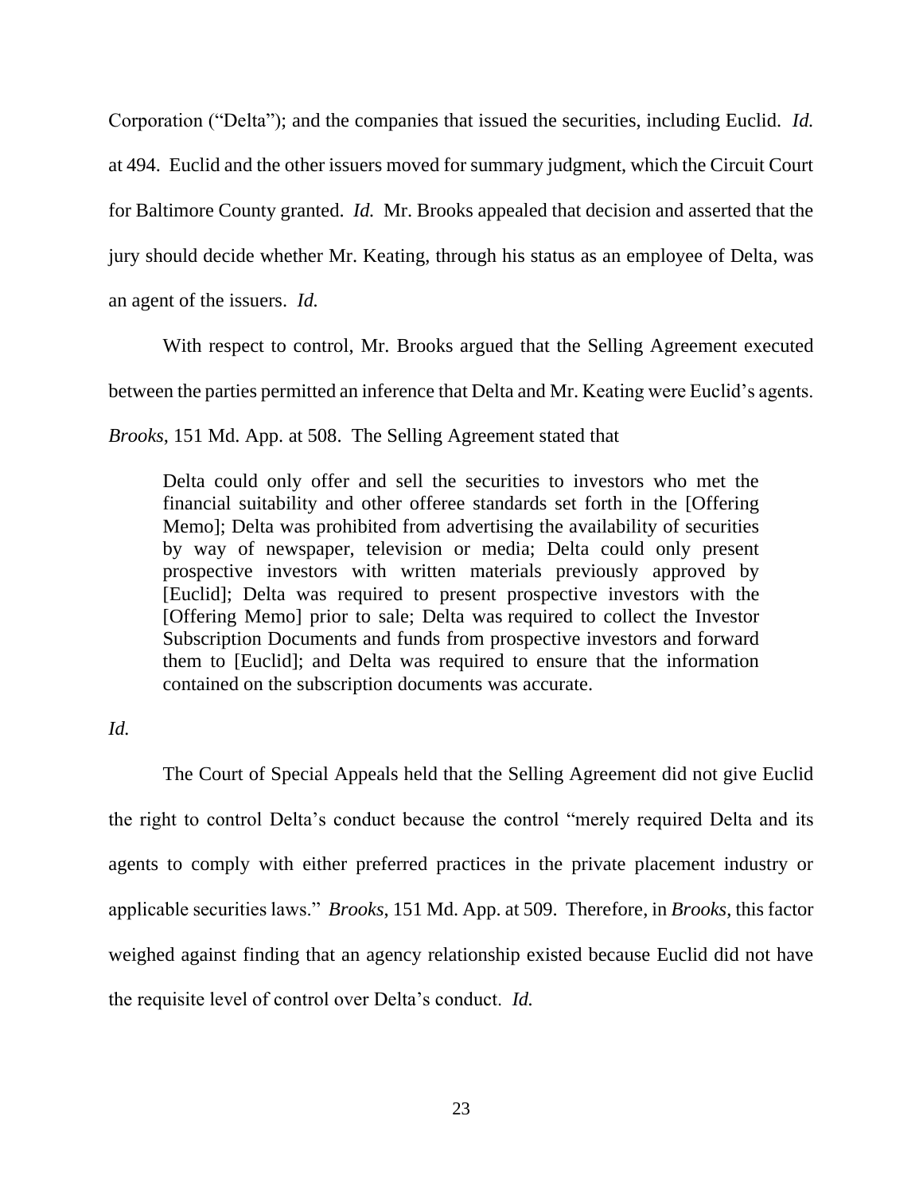Corporation ("Delta"); and the companies that issued the securities, including Euclid. *Id.* at 494. Euclid and the other issuers moved for summary judgment, which the Circuit Court for Baltimore County granted. *Id.* Mr. Brooks appealed that decision and asserted that the jury should decide whether Mr. Keating, through his status as an employee of Delta, was an agent of the issuers. *Id.*

With respect to control, Mr. Brooks argued that the Selling Agreement executed between the parties permitted an inference that Delta and Mr. Keating were Euclid's agents. *Brooks*, 151 Md. App. at 508. The Selling Agreement stated that

> Delta could only offer and sell the securities to investors who met the financial suitability and other offeree standards set forth in the [Offering Memo]; Delta was prohibited from advertising the availability of securities by way of newspaper, television or media; Delta could only present prospective investors with written materials previously approved by [Euclid]; Delta was required to present prospective investors with the [Offering Memo] prior to sale; Delta was required to collect the Investor Subscription Documents and funds from prospective investors and forward them to [Euclid]; and Delta was required to ensure that the information contained on the subscription documents was accurate.

*Id.*

The Court of Special Appeals held that the Selling Agreement did not give Euclid the right to control Delta's conduct because the control "merely required Delta and its agents to comply with either preferred practices in the private placement industry or applicable securities laws." *Brooks*, 151 Md. App. at 509. Therefore, in *Brooks*, this factor weighed against finding that an agency relationship existed because Euclid did not have the requisite level of control over Delta's conduct. *Id.*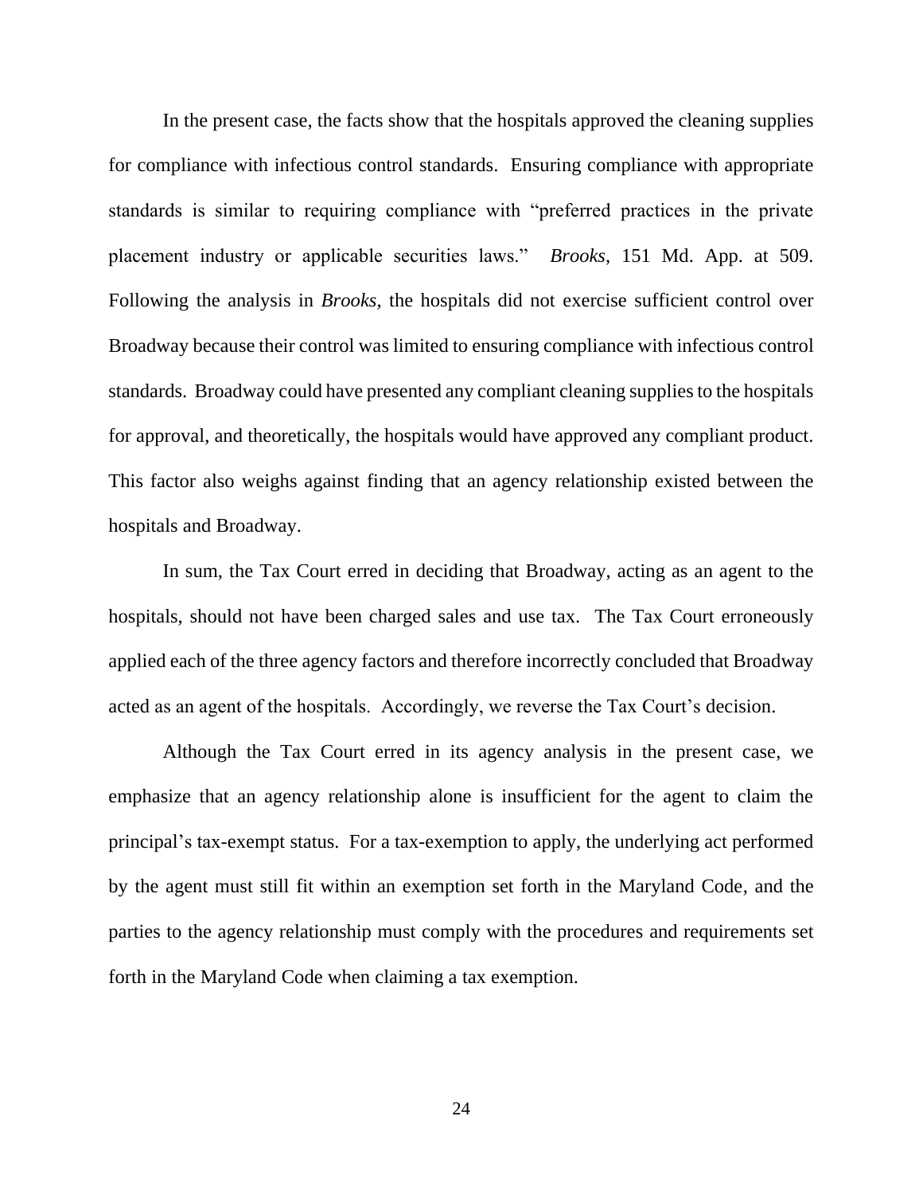In the present case, the facts show that the hospitals approved the cleaning supplies for compliance with infectious control standards. Ensuring compliance with appropriate standards is similar to requiring compliance with "preferred practices in the private placement industry or applicable securities laws." *Brooks*, 151 Md. App. at 509. Following the analysis in *Brooks*, the hospitals did not exercise sufficient control over Broadway because their control was limited to ensuring compliance with infectious control standards. Broadway could have presented any compliant cleaning supplies to the hospitals for approval, and theoretically, the hospitals would have approved any compliant product. This factor also weighs against finding that an agency relationship existed between the hospitals and Broadway.

In sum, the Tax Court erred in deciding that Broadway, acting as an agent to the hospitals, should not have been charged sales and use tax. The Tax Court erroneously applied each of the three agency factors and therefore incorrectly concluded that Broadway acted as an agent of the hospitals. Accordingly, we reverse the Tax Court's decision.

Although the Tax Court erred in its agency analysis in the present case, we emphasize that an agency relationship alone is insufficient for the agent to claim the principal's tax-exempt status. For a tax-exemption to apply, the underlying act performed by the agent must still fit within an exemption set forth in the Maryland Code, and the parties to the agency relationship must comply with the procedures and requirements set forth in the Maryland Code when claiming a tax exemption.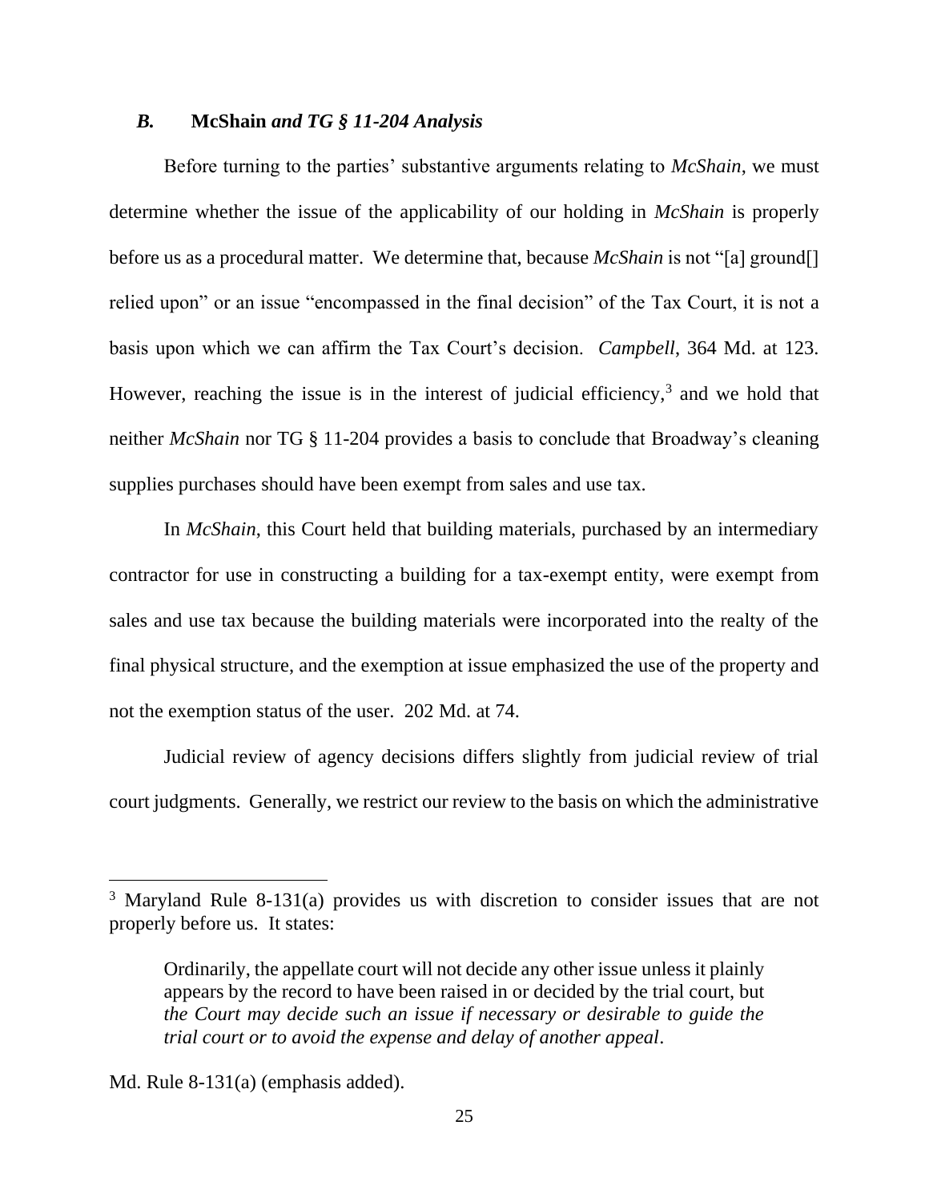### *B.* **McShain** *and TG § 11-204 Analysis*

Before turning to the parties' substantive arguments relating to *McShain*, we must determine whether the issue of the applicability of our holding in *McShain* is properly before us as a procedural matter. We determine that, because *McShain* is not "[a] ground[] relied upon" or an issue "encompassed in the final decision" of the Tax Court, it is not a basis upon which we can affirm the Tax Court's decision. *Campbell*, 364 Md. at 123. However, reaching the issue is in the interest of judicial efficiency,[3] and we hold that neither *McShain* nor TG § 11-204 provides a basis to conclude that Broadway's cleaning supplies purchases should have been exempt from sales and use tax.

In *McShain*, this Court held that building materials, purchased by an intermediary contractor for use in constructing a building for a tax-exempt entity, were exempt from sales and use tax because the building materials were incorporated into the realty of the final physical structure, and the exemption at issue emphasized the use of the property and not the exemption status of the user. 202 Md. at 74.

Judicial review of agency decisions differs slightly from judicial review of trial court judgments. Generally, we restrict our review to the basis on which the administrative

---

[3] Maryland Rule 8-131(a) provides us with discretion to consider issues that are not properly before us. It states:

> Ordinarily, the appellate court will not decide any other issue unless it plainly appears by the record to have been raised in or decided by the trial court, but *the Court may decide such an issue if necessary or desirable to guide the trial court or to avoid the expense and delay of another appeal*.

Md. Rule 8-131(a) (emphasis added).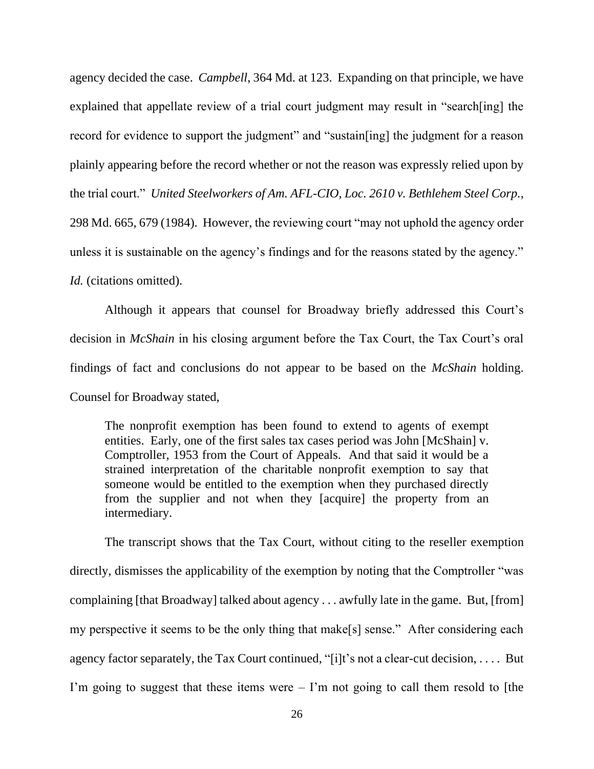agency decided the case. *Campbell*, 364 Md. at 123. Expanding on that principle, we have explained that appellate review of a trial court judgment may result in "search[ing] the record for evidence to support the judgment" and "sustain[ing] the judgment for a reason plainly appearing before the record whether or not the reason was expressly relied upon by the trial court." *United Steelworkers of Am. AFL-CIO, Loc. 2610 v. Bethlehem Steel Corp.*, 298 Md. 665, 679 (1984). However, the reviewing court "may not uphold the agency order unless it is sustainable on the agency's findings and for the reasons stated by the agency." *Id.* (citations omitted).

Although it appears that counsel for Broadway briefly addressed this Court's decision in *McShain* in his closing argument before the Tax Court, the Tax Court's oral findings of fact and conclusions do not appear to be based on the *McShain* holding. Counsel for Broadway stated,

> The nonprofit exemption has been found to extend to agents of exempt entities. Early, one of the first sales tax cases period was John [McShain] v. Comptroller, 1953 from the Court of Appeals. And that said it would be a strained interpretation of the charitable nonprofit exemption to say that someone would be entitled to the exemption when they purchased directly from the supplier and not when they [acquire] the property from an intermediary.

The transcript shows that the Tax Court, without citing to the reseller exemption directly, dismisses the applicability of the exemption by noting that the Comptroller "was complaining [that Broadway] talked about agency . . . awfully late in the game. But, [from] my perspective it seems to be the only thing that make[s] sense." After considering each agency factor separately, the Tax Court continued, "[i]t's not a clear-cut decision, . . . . But I'm going to suggest that these items were – I'm not going to call them resold to [the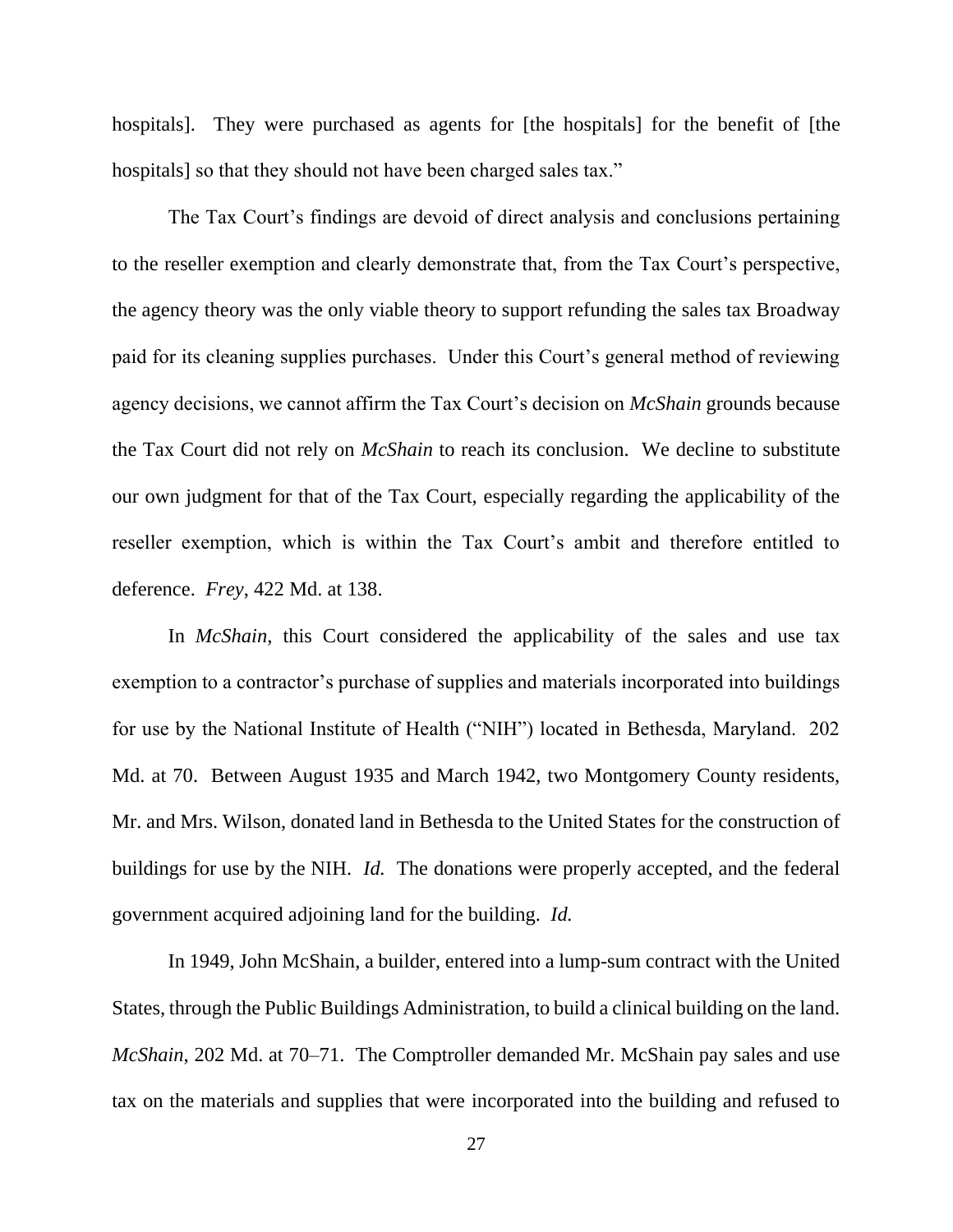hospitals]. They were purchased as agents for [the hospitals] for the benefit of [the hospitals] so that they should not have been charged sales tax."

The Tax Court's findings are devoid of direct analysis and conclusions pertaining to the reseller exemption and clearly demonstrate that, from the Tax Court's perspective, the agency theory was the only viable theory to support refunding the sales tax Broadway paid for its cleaning supplies purchases. Under this Court's general method of reviewing agency decisions, we cannot affirm the Tax Court's decision on *McShain* grounds because the Tax Court did not rely on *McShain* to reach its conclusion. We decline to substitute our own judgment for that of the Tax Court, especially regarding the applicability of the reseller exemption, which is within the Tax Court's ambit and therefore entitled to deference. *Frey*, 422 Md. at 138.

In *McShain*, this Court considered the applicability of the sales and use tax exemption to a contractor's purchase of supplies and materials incorporated into buildings for use by the National Institute of Health ("NIH") located in Bethesda, Maryland. 202 Md. at 70. Between August 1935 and March 1942, two Montgomery County residents, Mr. and Mrs. Wilson, donated land in Bethesda to the United States for the construction of buildings for use by the NIH. *Id.* The donations were properly accepted, and the federal government acquired adjoining land for the building. *Id.*

In 1949, John McShain, a builder, entered into a lump-sum contract with the United States, through the Public Buildings Administration, to build a clinical building on the land. *McShain*, 202 Md. at 70–71. The Comptroller demanded Mr. McShain pay sales and use tax on the materials and supplies that were incorporated into the building and refused to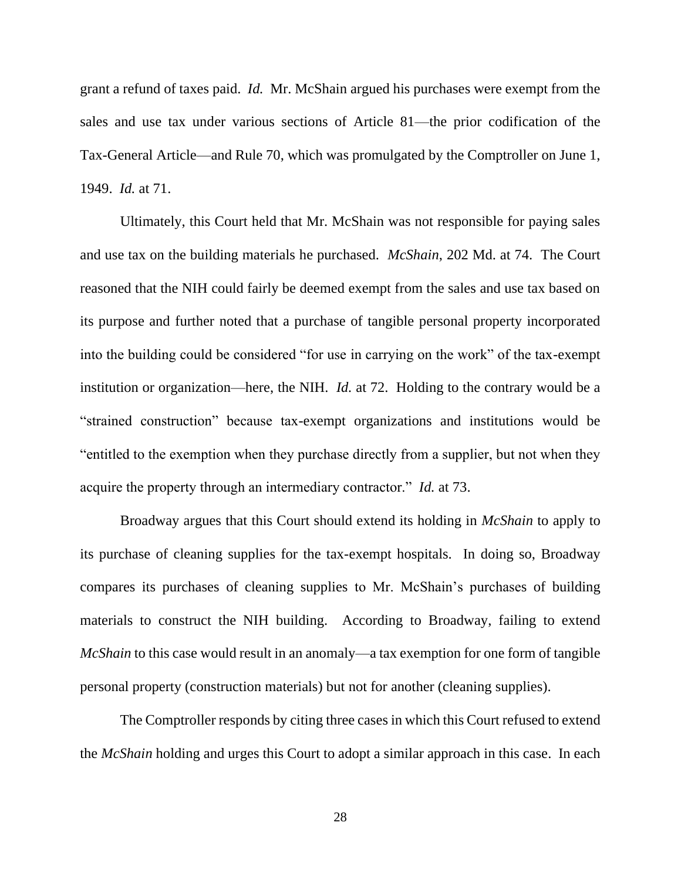grant a refund of taxes paid. *Id.* Mr. McShain argued his purchases were exempt from the sales and use tax under various sections of Article 81—the prior codification of the Tax-General Article—and Rule 70, which was promulgated by the Comptroller on June 1, 1949. *Id.* at 71.

Ultimately, this Court held that Mr. McShain was not responsible for paying sales and use tax on the building materials he purchased. *McShain*, 202 Md. at 74. The Court reasoned that the NIH could fairly be deemed exempt from the sales and use tax based on its purpose and further noted that a purchase of tangible personal property incorporated into the building could be considered "for use in carrying on the work" of the tax-exempt institution or organization—here, the NIH. *Id.* at 72. Holding to the contrary would be a "strained construction" because tax-exempt organizations and institutions would be "entitled to the exemption when they purchase directly from a supplier, but not when they acquire the property through an intermediary contractor." *Id.* at 73.

Broadway argues that this Court should extend its holding in *McShain* to apply to its purchase of cleaning supplies for the tax-exempt hospitals. In doing so, Broadway compares its purchases of cleaning supplies to Mr. McShain's purchases of building materials to construct the NIH building. According to Broadway, failing to extend *McShain* to this case would result in an anomaly—a tax exemption for one form of tangible personal property (construction materials) but not for another (cleaning supplies).

The Comptroller responds by citing three cases in which this Court refused to extend the *McShain* holding and urges this Court to adopt a similar approach in this case. In each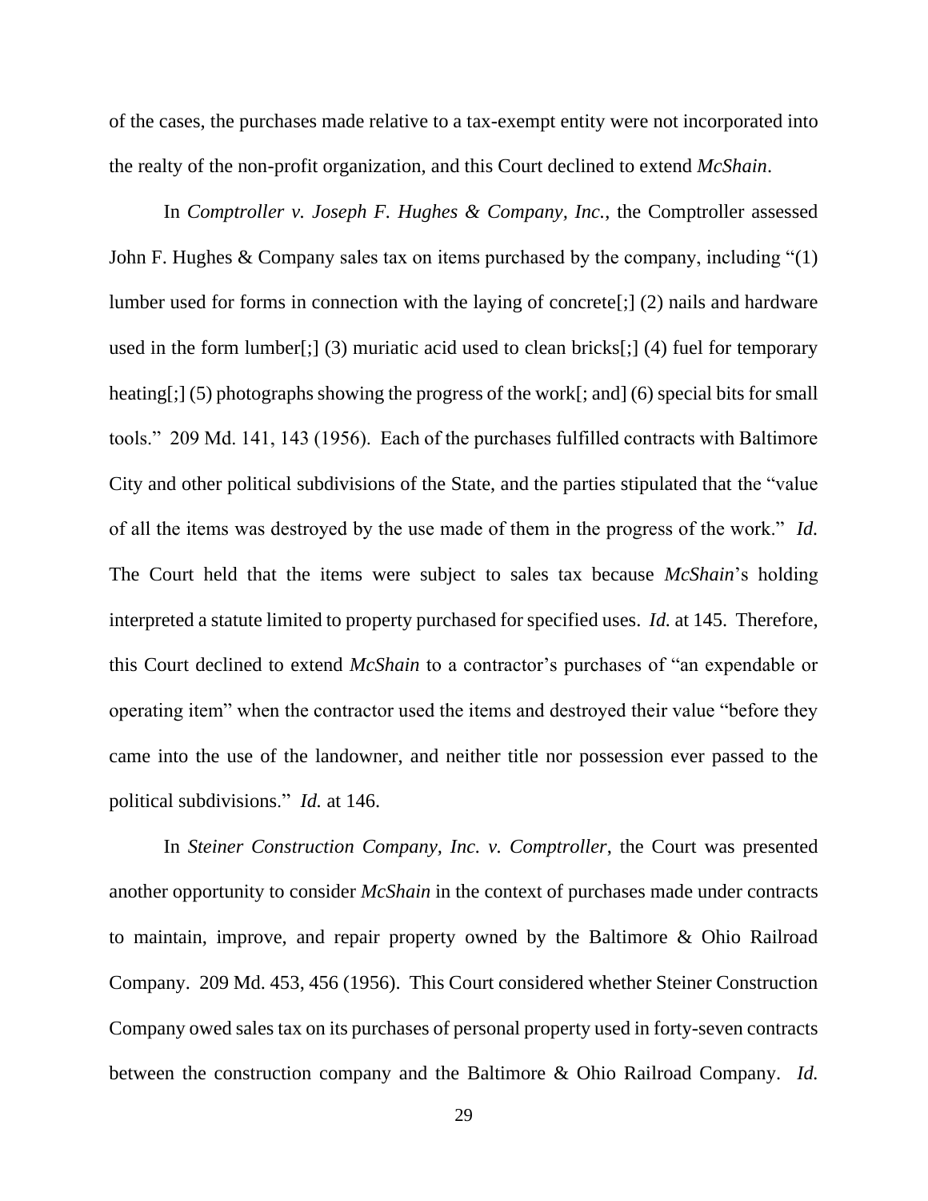of the cases, the purchases made relative to a tax-exempt entity were not incorporated into the realty of the non-profit organization, and this Court declined to extend *McShain*.

In *Comptroller v. Joseph F. Hughes & Company, Inc.*, the Comptroller assessed John F. Hughes & Company sales tax on items purchased by the company, including "(1) lumber used for forms in connection with the laying of concrete[;] (2) nails and hardware used in the form lumber[;] (3) muriatic acid used to clean bricks[;] (4) fuel for temporary heating[;] (5) photographs showing the progress of the work[; and] (6) special bits for small tools." 209 Md. 141, 143 (1956). Each of the purchases fulfilled contracts with Baltimore City and other political subdivisions of the State, and the parties stipulated that the "value of all the items was destroyed by the use made of them in the progress of the work." *Id.* The Court held that the items were subject to sales tax because *McShain*'s holding interpreted a statute limited to property purchased for specified uses. *Id.* at 145. Therefore, this Court declined to extend *McShain* to a contractor's purchases of "an expendable or operating item" when the contractor used the items and destroyed their value "before they came into the use of the landowner, and neither title nor possession ever passed to the political subdivisions." *Id.* at 146.

In *Steiner Construction Company, Inc. v. Comptroller*, the Court was presented another opportunity to consider *McShain* in the context of purchases made under contracts to maintain, improve, and repair property owned by the Baltimore & Ohio Railroad Company. 209 Md. 453, 456 (1956). This Court considered whether Steiner Construction Company owed sales tax on its purchases of personal property used in forty-seven contracts between the construction company and the Baltimore & Ohio Railroad Company. *Id.*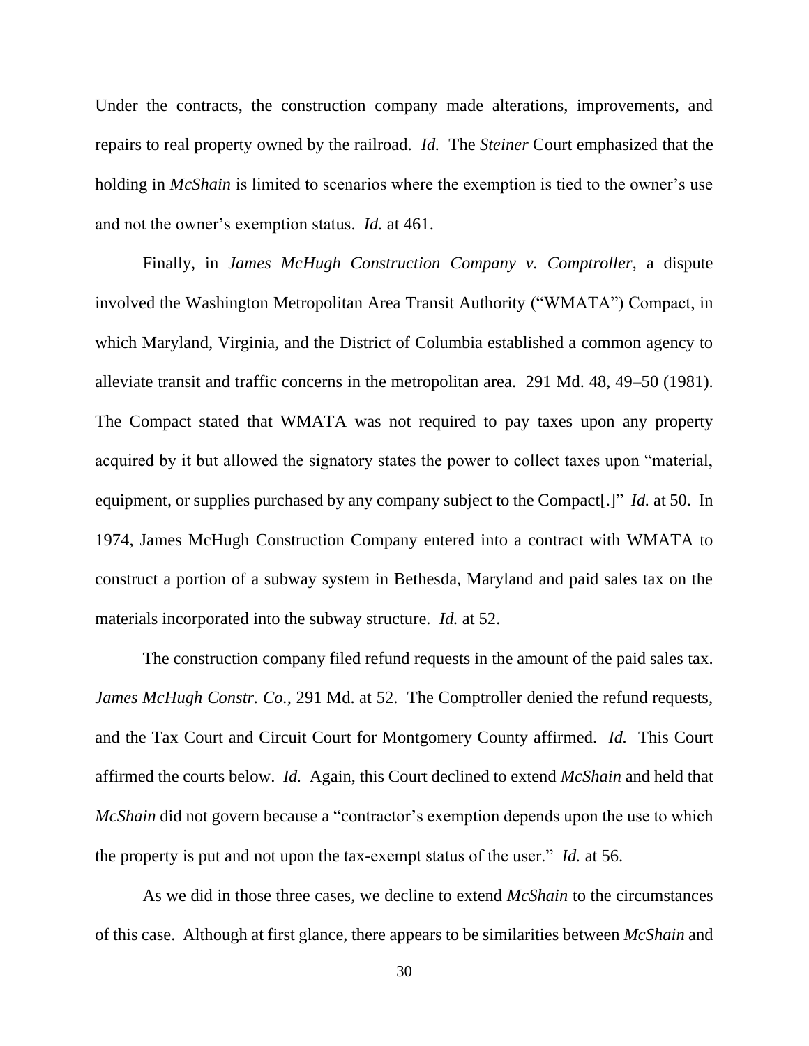Under the contracts, the construction company made alterations, improvements, and repairs to real property owned by the railroad. *Id.* The *Steiner* Court emphasized that the holding in *McShain* is limited to scenarios where the exemption is tied to the owner's use and not the owner's exemption status. *Id.* at 461.

Finally, in *James McHugh Construction Company v. Comptroller*, a dispute involved the Washington Metropolitan Area Transit Authority ("WMATA") Compact, in which Maryland, Virginia, and the District of Columbia established a common agency to alleviate transit and traffic concerns in the metropolitan area. 291 Md. 48, 49–50 (1981). The Compact stated that WMATA was not required to pay taxes upon any property acquired by it but allowed the signatory states the power to collect taxes upon "material, equipment, or supplies purchased by any company subject to the Compact[.]" *Id.* at 50. In 1974, James McHugh Construction Company entered into a contract with WMATA to construct a portion of a subway system in Bethesda, Maryland and paid sales tax on the materials incorporated into the subway structure. *Id.* at 52.

The construction company filed refund requests in the amount of the paid sales tax. *James McHugh Constr. Co.*, 291 Md. at 52. The Comptroller denied the refund requests, and the Tax Court and Circuit Court for Montgomery County affirmed. *Id.* This Court affirmed the courts below. *Id.* Again, this Court declined to extend *McShain* and held that *McShain* did not govern because a "contractor's exemption depends upon the use to which the property is put and not upon the tax-exempt status of the user." *Id.* at 56.

As we did in those three cases, we decline to extend *McShain* to the circumstances of this case. Although at first glance, there appears to be similarities between *McShain* and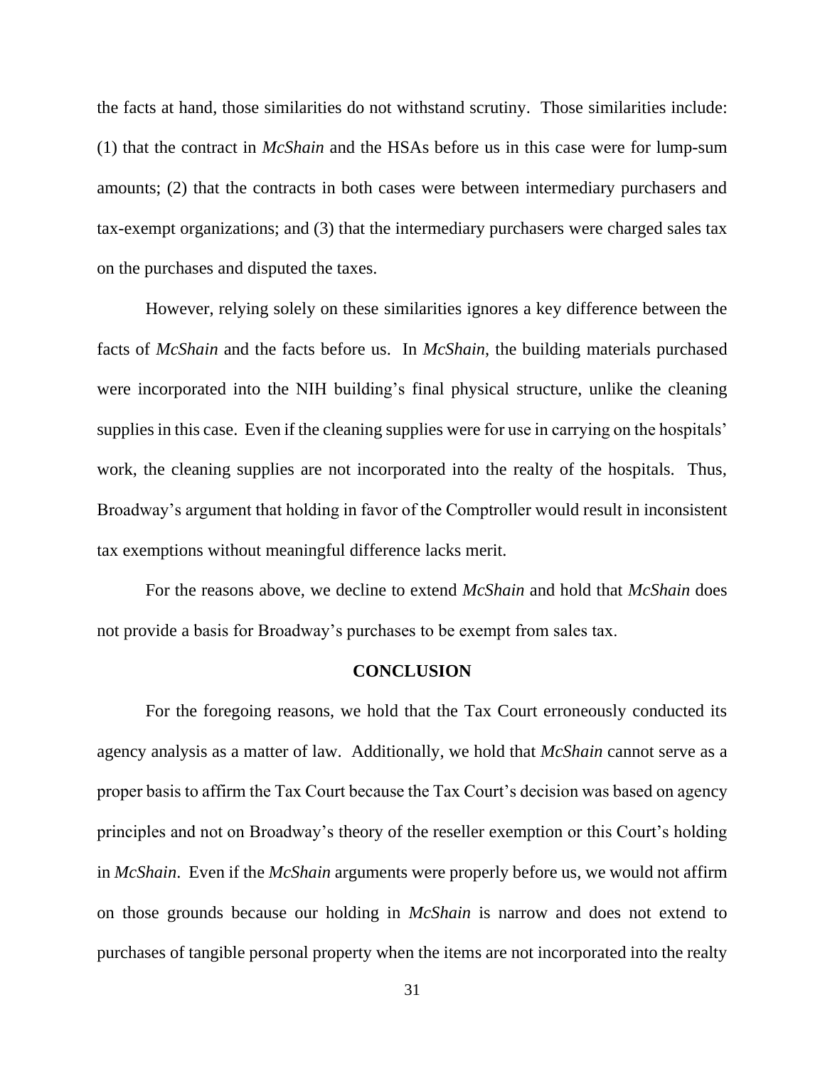the facts at hand, those similarities do not withstand scrutiny. Those similarities include: (1) that the contract in *McShain* and the HSAs before us in this case were for lump-sum amounts; (2) that the contracts in both cases were between intermediary purchasers and tax-exempt organizations; and (3) that the intermediary purchasers were charged sales tax on the purchases and disputed the taxes.

However, relying solely on these similarities ignores a key difference between the facts of *McShain* and the facts before us. In *McShain*, the building materials purchased were incorporated into the NIH building's final physical structure, unlike the cleaning supplies in this case. Even if the cleaning supplies were for use in carrying on the hospitals' work, the cleaning supplies are not incorporated into the realty of the hospitals. Thus, Broadway's argument that holding in favor of the Comptroller would result in inconsistent tax exemptions without meaningful difference lacks merit.

For the reasons above, we decline to extend *McShain* and hold that *McShain* does not provide a basis for Broadway's purchases to be exempt from sales tax.

## CONCLUSION

For the foregoing reasons, we hold that the Tax Court erroneously conducted its agency analysis as a matter of law. Additionally, we hold that *McShain* cannot serve as a proper basis to affirm the Tax Court because the Tax Court's decision was based on agency principles and not on Broadway's theory of the reseller exemption or this Court's holding in *McShain*. Even if the *McShain* arguments were properly before us, we would not affirm on those grounds because our holding in *McShain* is narrow and does not extend to purchases of tangible personal property when the items are not incorporated into the realty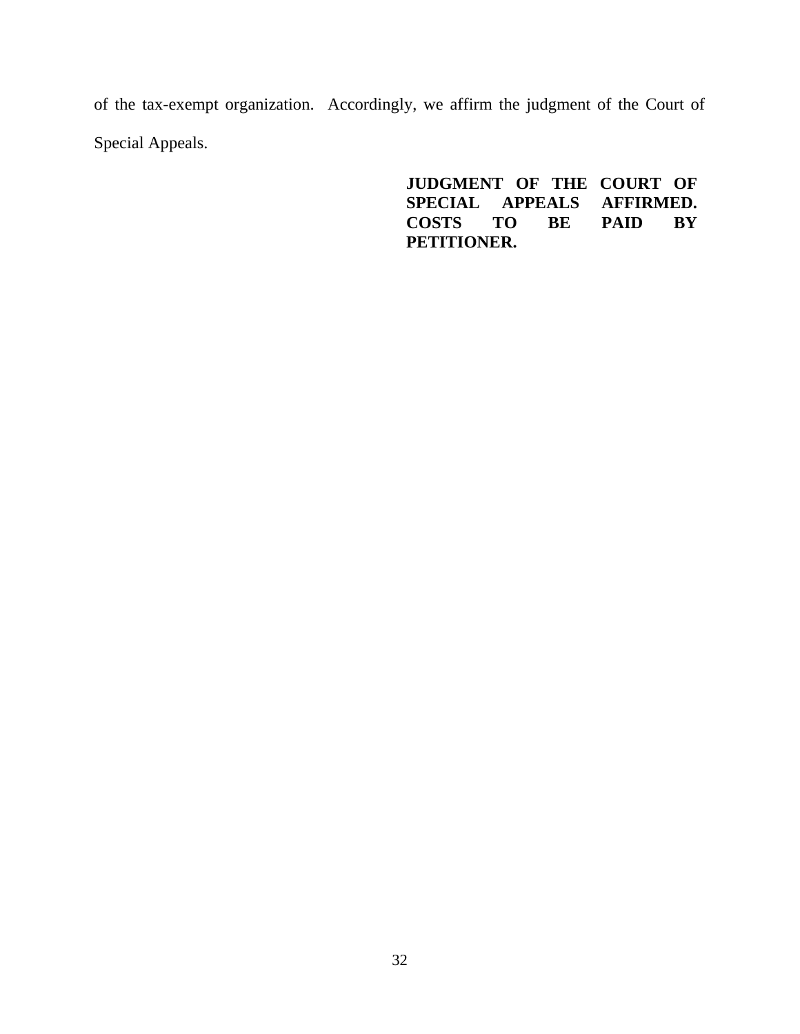of the tax-exempt organization. Accordingly, we affirm the judgment of the Court of Special Appeals.

**JUDGMENT OF THE COURT OF SPECIAL APPEALS AFFIRMED. COSTS TO BE PAID BY PETITIONER.**